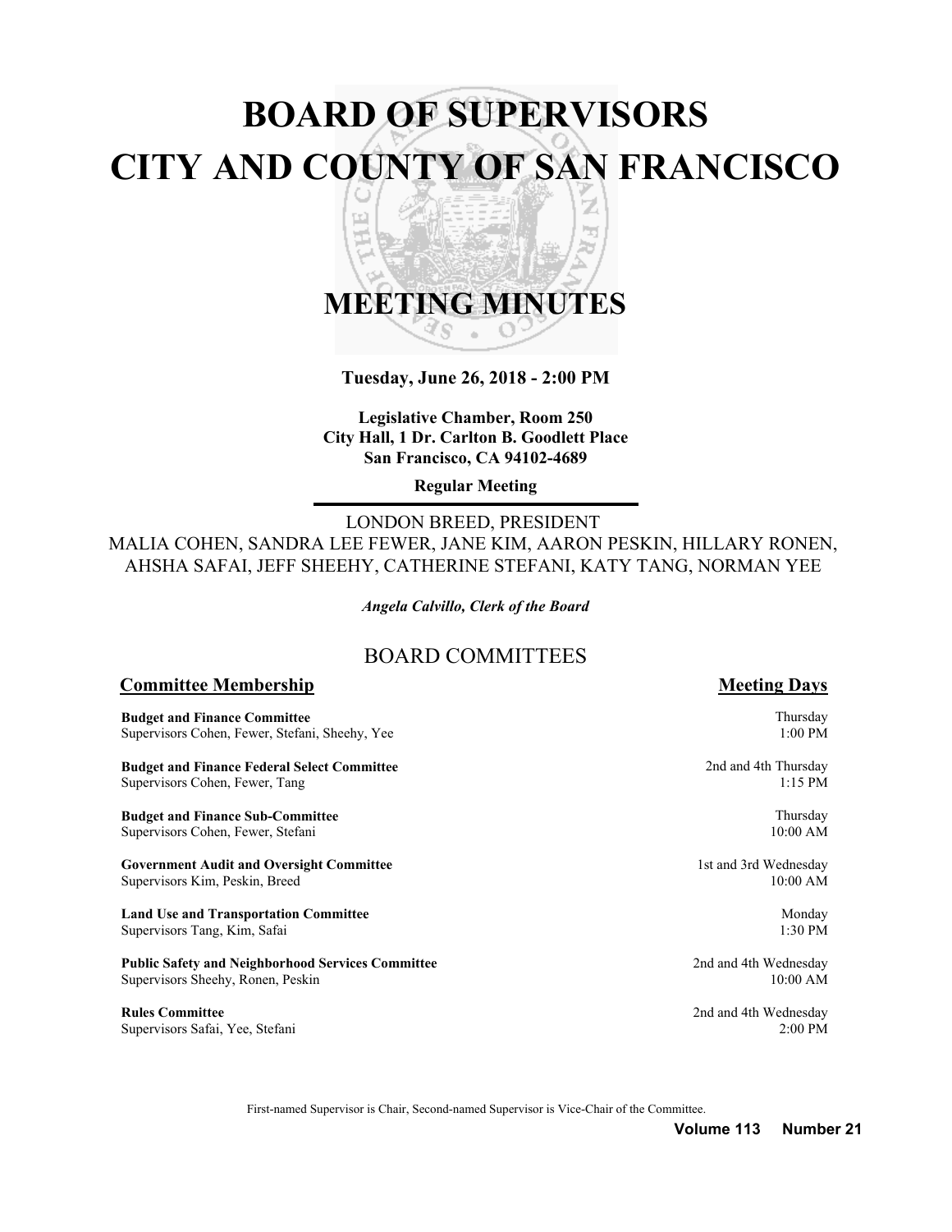# BOARD OF SUPERVISORS
# CITY AND COUNTY OF SAN FRANCISCO

## MEETING MINUTES

**Tuesday, June 26, 2018 - 2:00 PM**

**Legislative Chamber, Room 250**
**City Hall, 1 Dr. Carlton B. Goodlett Place**
**San Francisco, CA 94102-4689**

**Regular Meeting**

LONDON BREED, PRESIDENT
MALIA COHEN, SANDRA LEE FEWER, JANE KIM, AARON PESKIN, HILLARY RONEN, AHSHA SAFAI, JEFF SHEEHY, CATHERINE STEFANI, KATY TANG, NORMAN YEE

*Angela Calvillo, Clerk of the Board*

## BOARD COMMITTEES

| Committee Membership | Meeting Days |
| --- | --- |
| **Budget and Finance Committee**<br>Supervisors Cohen, Fewer, Stefani, Sheehy, Yee | Thursday<br>1:00 PM |
| **Budget and Finance Federal Select Committee**<br>Supervisors Cohen, Fewer, Tang | 2nd and 4th Thursday<br>1:15 PM |
| **Budget and Finance Sub-Committee**<br>Supervisors Cohen, Fewer, Stefani | Thursday<br>10:00 AM |
| **Government Audit and Oversight Committee**<br>Supervisors Kim, Peskin, Breed | 1st and 3rd Wednesday<br>10:00 AM |
| **Land Use and Transportation Committee**<br>Supervisors Tang, Kim, Safai | Monday<br>1:30 PM |
| **Public Safety and Neighborhood Services Committee**<br>Supervisors Sheehy, Ronen, Peskin | 2nd and 4th Wednesday<br>10:00 AM |
| **Rules Committee**<br>Supervisors Safai, Yee, Stefani | 2nd and 4th Wednesday<br>2:00 PM |

First-named Supervisor is Chair, Second-named Supervisor is Vice-Chair of the Committee.

**Volume 113 Number 21**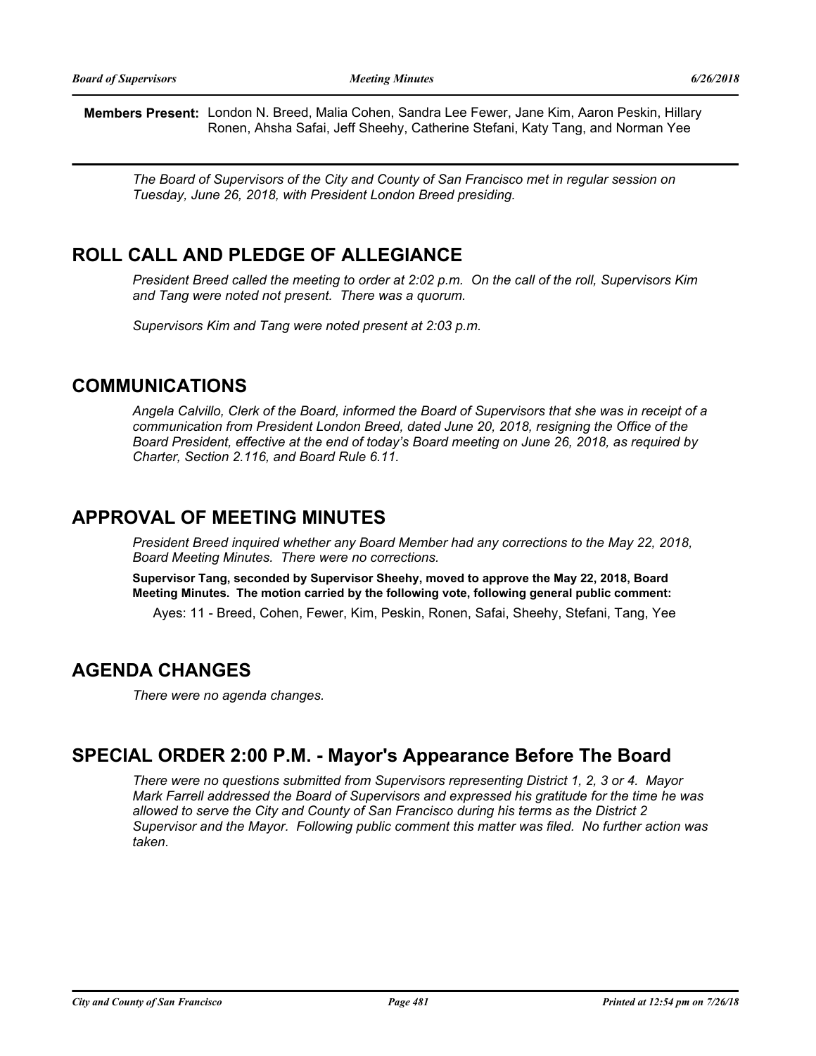**Members Present:** London N. Breed, Malia Cohen, Sandra Lee Fewer, Jane Kim, Aaron Peskin, Hillary Ronen, Ahsha Safai, Jeff Sheehy, Catherine Stefani, Katy Tang, and Norman Yee

*The Board of Supervisors of the City and County of San Francisco met in regular session on Tuesday, June 26, 2018, with President London Breed presiding.*

## ROLL CALL AND PLEDGE OF ALLEGIANCE

*President Breed called the meeting to order at 2:02 p.m. On the call of the roll, Supervisors Kim and Tang were noted not present. There was a quorum.*

*Supervisors Kim and Tang were noted present at 2:03 p.m.*

## COMMUNICATIONS

*Angela Calvillo, Clerk of the Board, informed the Board of Supervisors that she was in receipt of a communication from President London Breed, dated June 20, 2018, resigning the Office of the Board President, effective at the end of today's Board meeting on June 26, 2018, as required by Charter, Section 2.116, and Board Rule 6.11.*

## APPROVAL OF MEETING MINUTES

*President Breed inquired whether any Board Member had any corrections to the May 22, 2018, Board Meeting Minutes. There were no corrections.*

**Supervisor Tang, seconded by Supervisor Sheehy, moved to approve the May 22, 2018, Board Meeting Minutes. The motion carried by the following vote, following general public comment:**

Ayes: 11 - Breed, Cohen, Fewer, Kim, Peskin, Ronen, Safai, Sheehy, Stefani, Tang, Yee

## AGENDA CHANGES

*There were no agenda changes.*

## SPECIAL ORDER 2:00 P.M. - Mayor's Appearance Before The Board

*There were no questions submitted from Supervisors representing District 1, 2, 3 or 4. Mayor Mark Farrell addressed the Board of Supervisors and expressed his gratitude for the time he was allowed to serve the City and County of San Francisco during his terms as the District 2 Supervisor and the Mayor. Following public comment this matter was filed. No further action was taken.*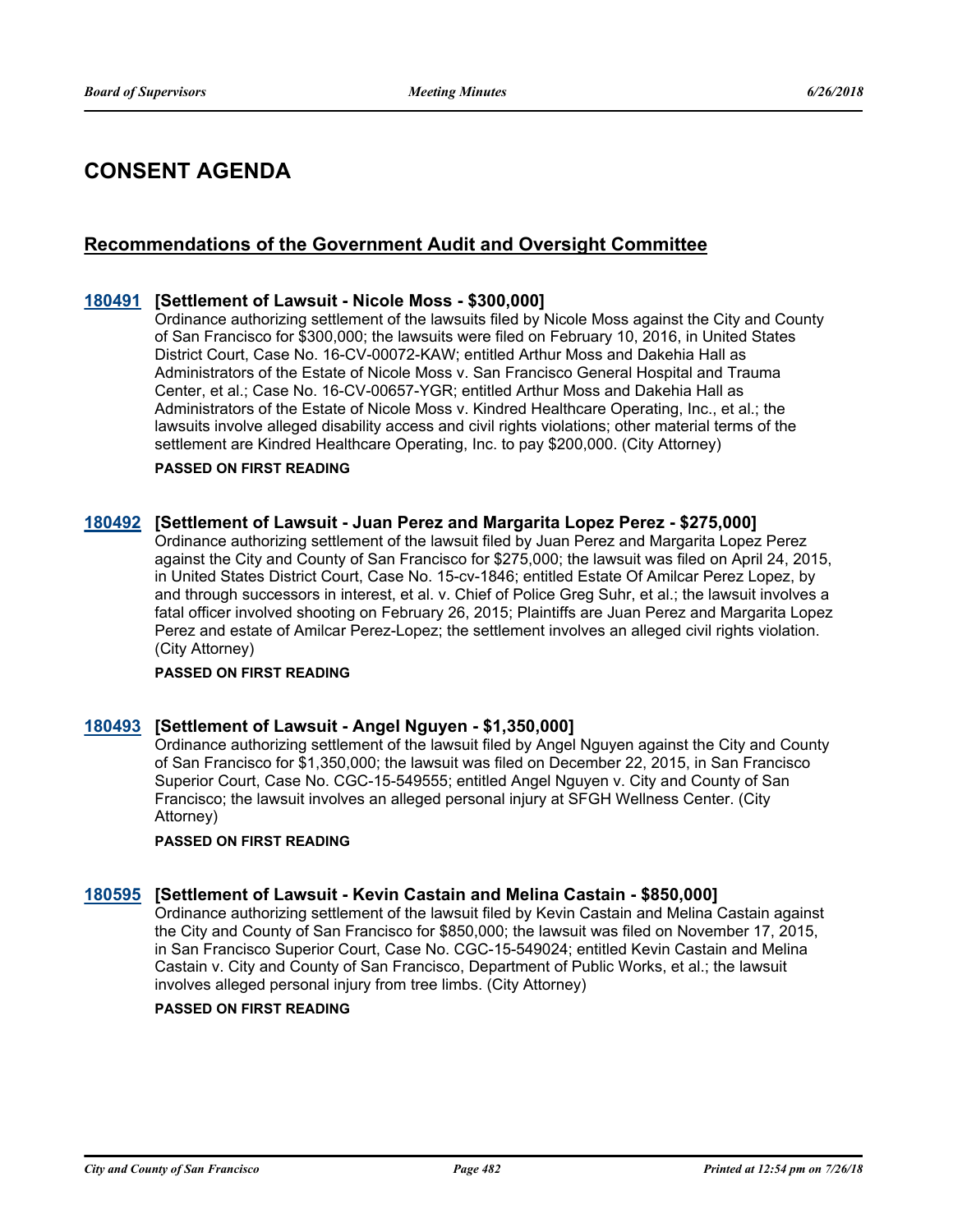# CONSENT AGENDA

## Recommendations of the Government Audit and Oversight Committee

### 180491 [Settlement of Lawsuit - Nicole Moss - $300,000]

Ordinance authorizing settlement of the lawsuits filed by Nicole Moss against the City and County of San Francisco for $300,000; the lawsuits were filed on February 10, 2016, in United States District Court, Case No. 16-CV-00072-KAW; entitled Arthur Moss and Dakehia Hall as Administrators of the Estate of Nicole Moss v. San Francisco General Hospital and Trauma Center, et al.; Case No. 16-CV-00657-YGR; entitled Arthur Moss and Dakehia Hall as Administrators of the Estate of Nicole Moss v. Kindred Healthcare Operating, Inc., et al.; the lawsuits involve alleged disability access and civil rights violations; other material terms of the settlement are Kindred Healthcare Operating, Inc. to pay $200,000. (City Attorney)

**PASSED ON FIRST READING**

### 180492 [Settlement of Lawsuit - Juan Perez and Margarita Lopez Perez - $275,000]

Ordinance authorizing settlement of the lawsuit filed by Juan Perez and Margarita Lopez Perez against the City and County of San Francisco for $275,000; the lawsuit was filed on April 24, 2015, in United States District Court, Case No. 15-cv-1846; entitled Estate Of Amilcar Perez Lopez, by and through successors in interest, et al. v. Chief of Police Greg Suhr, et al.; the lawsuit involves a fatal officer involved shooting on February 26, 2015; Plaintiffs are Juan Perez and Margarita Lopez Perez and estate of Amilcar Perez-Lopez; the settlement involves an alleged civil rights violation. (City Attorney)

**PASSED ON FIRST READING**

### 180493 [Settlement of Lawsuit - Angel Nguyen - $1,350,000]

Ordinance authorizing settlement of the lawsuit filed by Angel Nguyen against the City and County of San Francisco for $1,350,000; the lawsuit was filed on December 22, 2015, in San Francisco Superior Court, Case No. CGC-15-549555; entitled Angel Nguyen v. City and County of San Francisco; the lawsuit involves an alleged personal injury at SFGH Wellness Center. (City Attorney)

**PASSED ON FIRST READING**

### 180595 [Settlement of Lawsuit - Kevin Castain and Melina Castain - $850,000]

Ordinance authorizing settlement of the lawsuit filed by Kevin Castain and Melina Castain against the City and County of San Francisco for $850,000; the lawsuit was filed on November 17, 2015, in San Francisco Superior Court, Case No. CGC-15-549024; entitled Kevin Castain and Melina Castain v. City and County of San Francisco, Department of Public Works, et al.; the lawsuit involves alleged personal injury from tree limbs. (City Attorney)

**PASSED ON FIRST READING**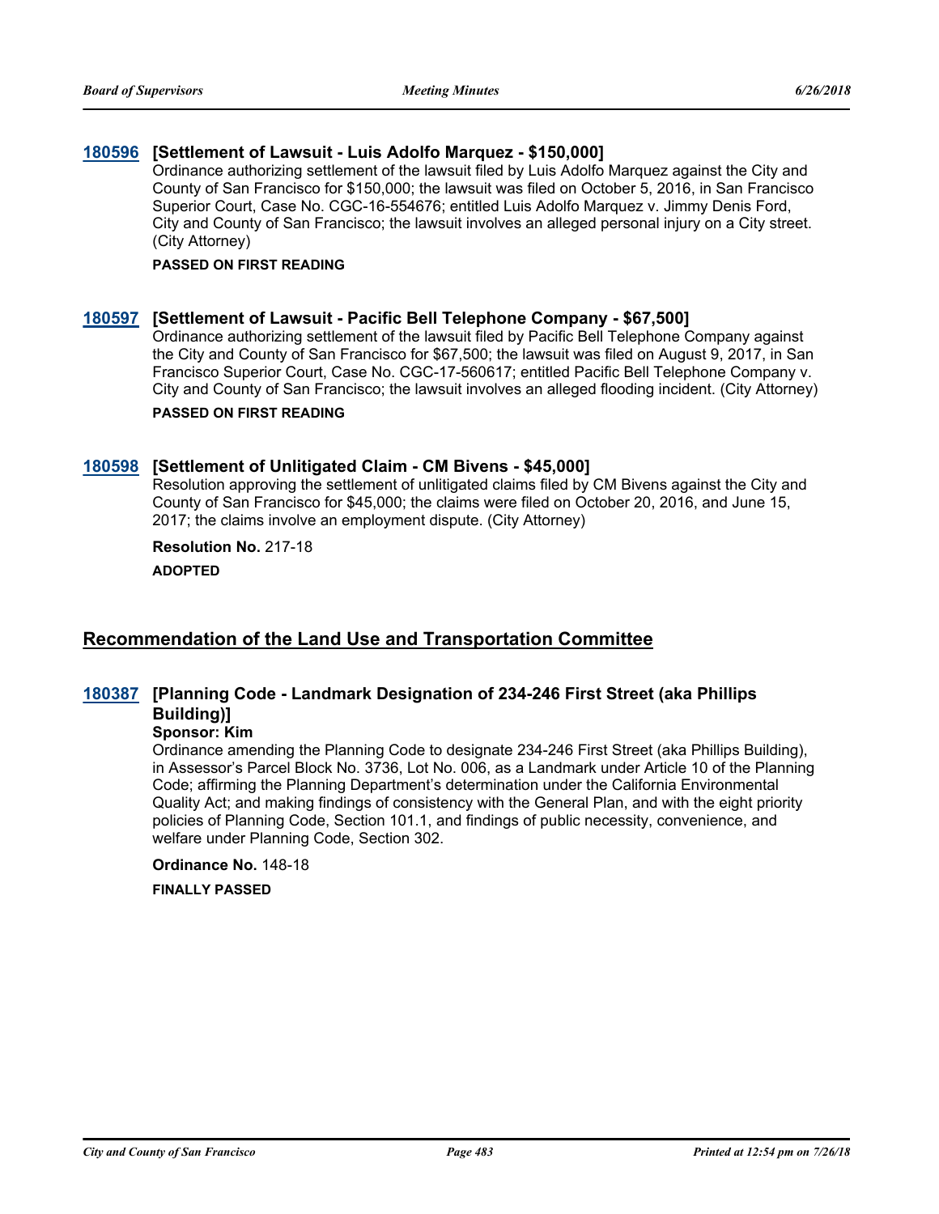### 180596 [Settlement of Lawsuit - Luis Adolfo Marquez - $150,000]

Ordinance authorizing settlement of the lawsuit filed by Luis Adolfo Marquez against the City and County of San Francisco for $150,000; the lawsuit was filed on October 5, 2016, in San Francisco Superior Court, Case No. CGC-16-554676; entitled Luis Adolfo Marquez v. Jimmy Denis Ford, City and County of San Francisco; the lawsuit involves an alleged personal injury on a City street. (City Attorney)

**PASSED ON FIRST READING**

### 180597 [Settlement of Lawsuit - Pacific Bell Telephone Company - $67,500]

Ordinance authorizing settlement of the lawsuit filed by Pacific Bell Telephone Company against the City and County of San Francisco for $67,500; the lawsuit was filed on August 9, 2017, in San Francisco Superior Court, Case No. CGC-17-560617; entitled Pacific Bell Telephone Company v. City and County of San Francisco; the lawsuit involves an alleged flooding incident. (City Attorney)

**PASSED ON FIRST READING**

### 180598 [Settlement of Unlitigated Claim - CM Bivens - $45,000]

Resolution approving the settlement of unlitigated claims filed by CM Bivens against the City and County of San Francisco for $45,000; the claims were filed on October 20, 2016, and June 15, 2017; the claims involve an employment dispute. (City Attorney)

**Resolution No.** 217-18

**ADOPTED**

## Recommendation of the Land Use and Transportation Committee

### 180387 [Planning Code - Landmark Designation of 234-246 First Street (aka Phillips Building)]

**Sponsor: Kim**

Ordinance amending the Planning Code to designate 234-246 First Street (aka Phillips Building), in Assessor's Parcel Block No. 3736, Lot No. 006, as a Landmark under Article 10 of the Planning Code; affirming the Planning Department's determination under the California Environmental Quality Act; and making findings of consistency with the General Plan, and with the eight priority policies of Planning Code, Section 101.1, and findings of public necessity, convenience, and welfare under Planning Code, Section 302.

**Ordinance No.** 148-18

**FINALLY PASSED**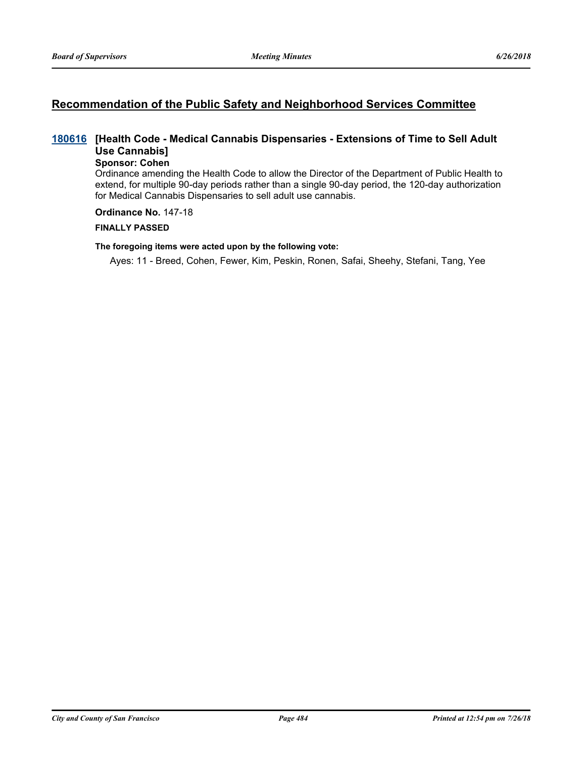## Recommendation of the Public Safety and Neighborhood Services Committee

### 180616 [Health Code - Medical Cannabis Dispensaries - Extensions of Time to Sell Adult Use Cannabis]

**Sponsor: Cohen**

Ordinance amending the Health Code to allow the Director of the Department of Public Health to extend, for multiple 90-day periods rather than a single 90-day period, the 120-day authorization for Medical Cannabis Dispensaries to sell adult use cannabis.

**Ordinance No.** 147-18

**FINALLY PASSED**

**The foregoing items were acted upon by the following vote:**

Ayes: 11 - Breed, Cohen, Fewer, Kim, Peskin, Ronen, Safai, Sheehy, Stefani, Tang, Yee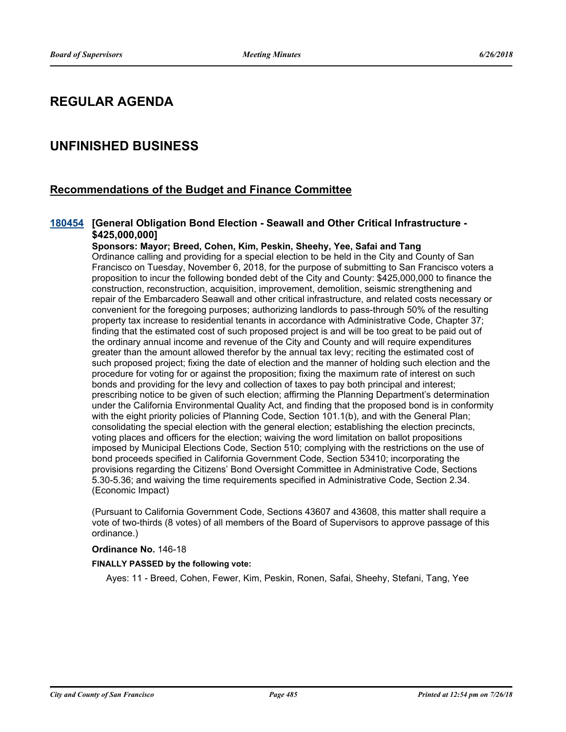# REGULAR AGENDA

# UNFINISHED BUSINESS

## Recommendations of the Budget and Finance Committee

### 180454 [General Obligation Bond Election - Seawall and Other Critical Infrastructure - $425,000,000]

**Sponsors: Mayor; Breed, Cohen, Kim, Peskin, Sheehy, Yee, Safai and Tang**

Ordinance calling and providing for a special election to be held in the City and County of San Francisco on Tuesday, November 6, 2018, for the purpose of submitting to San Francisco voters a proposition to incur the following bonded debt of the City and County: $425,000,000 to finance the construction, reconstruction, acquisition, improvement, demolition, seismic strengthening and repair of the Embarcadero Seawall and other critical infrastructure, and related costs necessary or convenient for the foregoing purposes; authorizing landlords to pass-through 50% of the resulting property tax increase to residential tenants in accordance with Administrative Code, Chapter 37; finding that the estimated cost of such proposed project is and will be too great to be paid out of the ordinary annual income and revenue of the City and County and will require expenditures greater than the amount allowed therefor by the annual tax levy; reciting the estimated cost of such proposed project; fixing the date of election and the manner of holding such election and the procedure for voting for or against the proposition; fixing the maximum rate of interest on such bonds and providing for the levy and collection of taxes to pay both principal and interest; prescribing notice to be given of such election; affirming the Planning Department's determination under the California Environmental Quality Act, and finding that the proposed bond is in conformity with the eight priority policies of Planning Code, Section 101.1(b), and with the General Plan; consolidating the special election with the general election; establishing the election precincts, voting places and officers for the election; waiving the word limitation on ballot propositions imposed by Municipal Elections Code, Section 510; complying with the restrictions on the use of bond proceeds specified in California Government Code, Section 53410; incorporating the provisions regarding the Citizens' Bond Oversight Committee in Administrative Code, Sections 5.30-5.36; and waiving the time requirements specified in Administrative Code, Section 2.34. (Economic Impact)

(Pursuant to California Government Code, Sections 43607 and 43608, this matter shall require a vote of two-thirds (8 votes) of all members of the Board of Supervisors to approve passage of this ordinance.)

**Ordinance No.** 146-18

**FINALLY PASSED by the following vote:**

Ayes: 11 - Breed, Cohen, Fewer, Kim, Peskin, Ronen, Safai, Sheehy, Stefani, Tang, Yee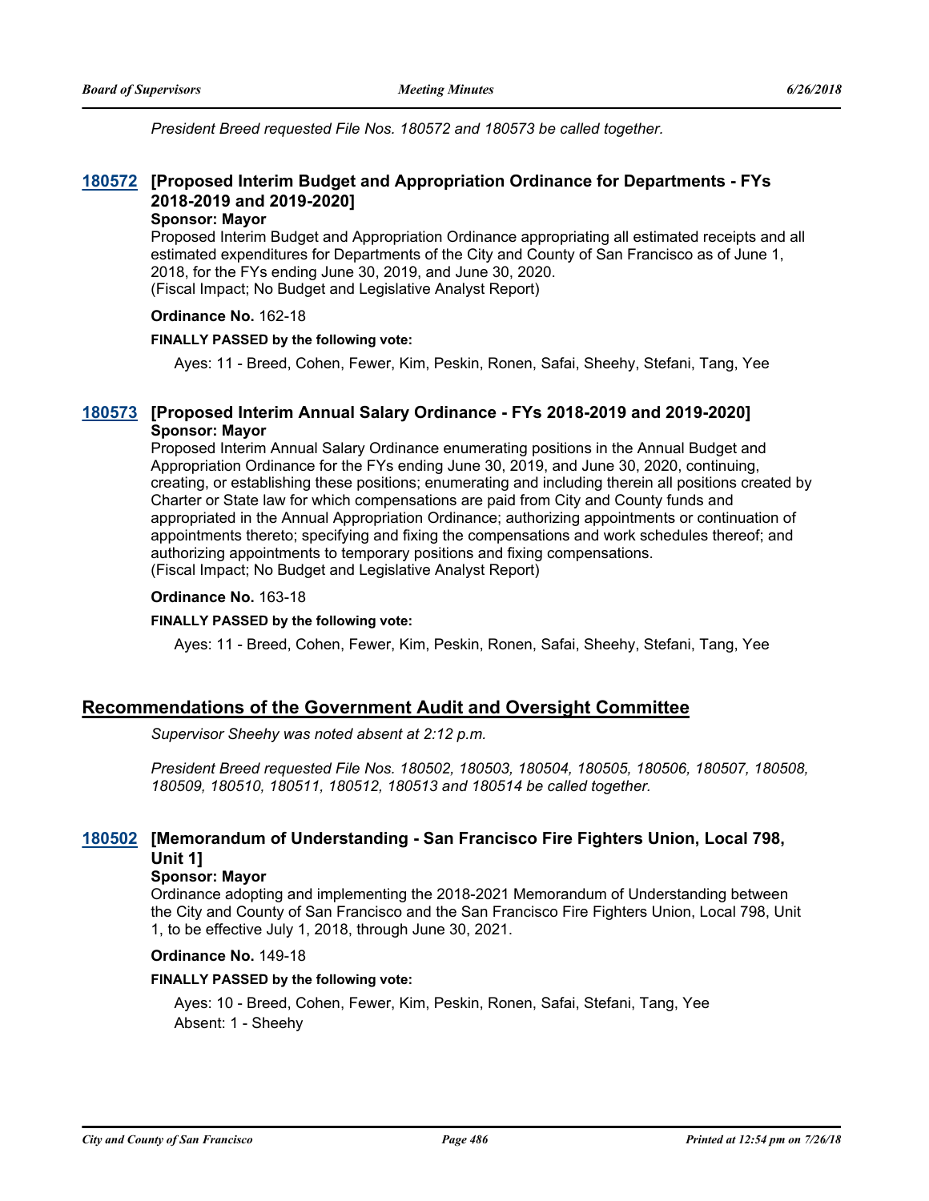*President Breed requested File Nos. 180572 and 180573 be called together.*

### 180572 [Proposed Interim Budget and Appropriation Ordinance for Departments - FYs 2018-2019 and 2019-2020]

**Sponsor: Mayor**

Proposed Interim Budget and Appropriation Ordinance appropriating all estimated receipts and all estimated expenditures for Departments of the City and County of San Francisco as of June 1, 2018, for the FYs ending June 30, 2019, and June 30, 2020.
(Fiscal Impact; No Budget and Legislative Analyst Report)

**Ordinance No.** 162-18

**FINALLY PASSED by the following vote:**

Ayes: 11 - Breed, Cohen, Fewer, Kim, Peskin, Ronen, Safai, Sheehy, Stefani, Tang, Yee

### 180573 [Proposed Interim Annual Salary Ordinance - FYs 2018-2019 and 2019-2020]

**Sponsor: Mayor**

Proposed Interim Annual Salary Ordinance enumerating positions in the Annual Budget and Appropriation Ordinance for the FYs ending June 30, 2019, and June 30, 2020, continuing, creating, or establishing these positions; enumerating and including therein all positions created by Charter or State law for which compensations are paid from City and County funds and appropriated in the Annual Appropriation Ordinance; authorizing appointments or continuation of appointments thereto; specifying and fixing the compensations and work schedules thereof; and authorizing appointments to temporary positions and fixing compensations.
(Fiscal Impact; No Budget and Legislative Analyst Report)

**Ordinance No.** 163-18

**FINALLY PASSED by the following vote:**

Ayes: 11 - Breed, Cohen, Fewer, Kim, Peskin, Ronen, Safai, Sheehy, Stefani, Tang, Yee

## Recommendations of the Government Audit and Oversight Committee

*Supervisor Sheehy was noted absent at 2:12 p.m.*

*President Breed requested File Nos. 180502, 180503, 180504, 180505, 180506, 180507, 180508, 180509, 180510, 180511, 180512, 180513 and 180514 be called together.*

### 180502 [Memorandum of Understanding - San Francisco Fire Fighters Union, Local 798, Unit 1]

**Sponsor: Mayor**

Ordinance adopting and implementing the 2018-2021 Memorandum of Understanding between the City and County of San Francisco and the San Francisco Fire Fighters Union, Local 798, Unit 1, to be effective July 1, 2018, through June 30, 2021.

**Ordinance No.** 149-18

**FINALLY PASSED by the following vote:**

Ayes: 10 - Breed, Cohen, Fewer, Kim, Peskin, Ronen, Safai, Stefani, Tang, Yee
Absent: 1 - Sheehy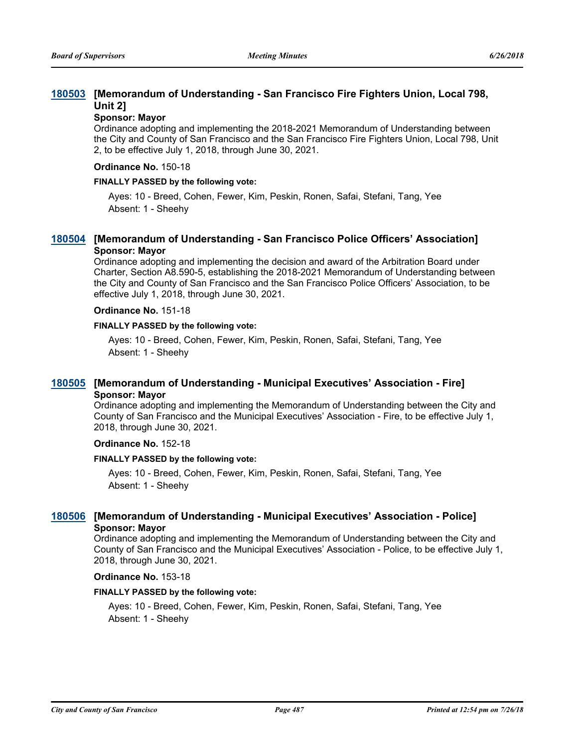### [180503](#) [Memorandum of Understanding - San Francisco Fire Fighters Union, Local 798, Unit 2]

**Sponsor: Mayor**

Ordinance adopting and implementing the 2018-2021 Memorandum of Understanding between the City and County of San Francisco and the San Francisco Fire Fighters Union, Local 798, Unit 2, to be effective July 1, 2018, through June 30, 2021.

**Ordinance No.** 150-18

**FINALLY PASSED by the following vote:**

Ayes: 10 - Breed, Cohen, Fewer, Kim, Peskin, Ronen, Safai, Stefani, Tang, Yee
Absent: 1 - Sheehy

### [180504](#) [Memorandum of Understanding - San Francisco Police Officers' Association]

**Sponsor: Mayor**

Ordinance adopting and implementing the decision and award of the Arbitration Board under Charter, Section A8.590-5, establishing the 2018-2021 Memorandum of Understanding between the City and County of San Francisco and the San Francisco Police Officers' Association, to be effective July 1, 2018, through June 30, 2021.

**Ordinance No.** 151-18

**FINALLY PASSED by the following vote:**

Ayes: 10 - Breed, Cohen, Fewer, Kim, Peskin, Ronen, Safai, Stefani, Tang, Yee
Absent: 1 - Sheehy

### [180505](#) [Memorandum of Understanding - Municipal Executives' Association - Fire]

**Sponsor: Mayor**

Ordinance adopting and implementing the Memorandum of Understanding between the City and County of San Francisco and the Municipal Executives' Association - Fire, to be effective July 1, 2018, through June 30, 2021.

**Ordinance No.** 152-18

**FINALLY PASSED by the following vote:**

Ayes: 10 - Breed, Cohen, Fewer, Kim, Peskin, Ronen, Safai, Stefani, Tang, Yee
Absent: 1 - Sheehy

### [180506](#) [Memorandum of Understanding - Municipal Executives' Association - Police]

**Sponsor: Mayor**

Ordinance adopting and implementing the Memorandum of Understanding between the City and County of San Francisco and the Municipal Executives' Association - Police, to be effective July 1, 2018, through June 30, 2021.

**Ordinance No.** 153-18

**FINALLY PASSED by the following vote:**

Ayes: 10 - Breed, Cohen, Fewer, Kim, Peskin, Ronen, Safai, Stefani, Tang, Yee
Absent: 1 - Sheehy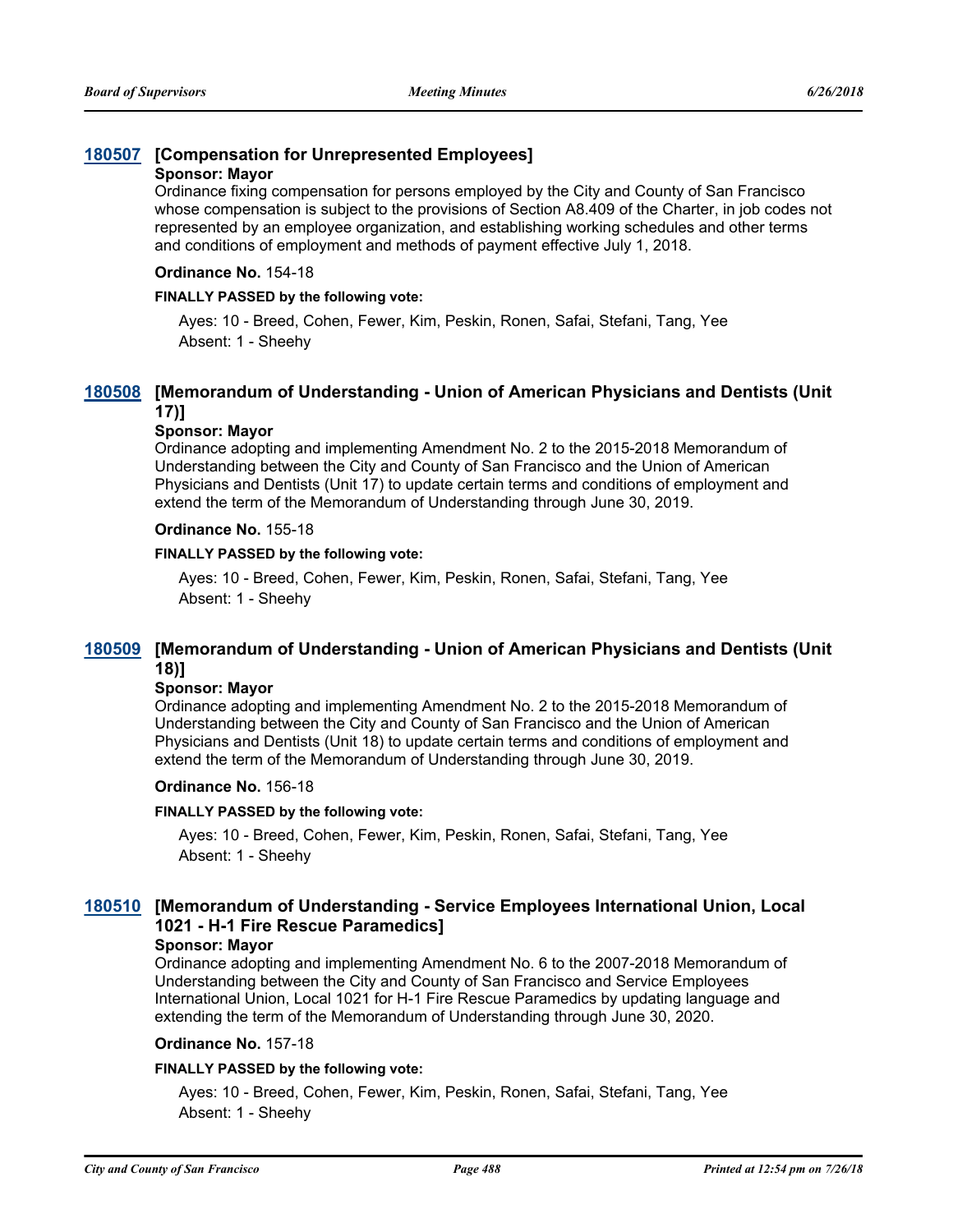### 180507 [Compensation for Unrepresented Employees]

**Sponsor: Mayor**

Ordinance fixing compensation for persons employed by the City and County of San Francisco whose compensation is subject to the provisions of Section A8.409 of the Charter, in job codes not represented by an employee organization, and establishing working schedules and other terms and conditions of employment and methods of payment effective July 1, 2018.

**Ordinance No.** 154-18

**FINALLY PASSED by the following vote:**

Ayes: 10 - Breed, Cohen, Fewer, Kim, Peskin, Ronen, Safai, Stefani, Tang, Yee
Absent: 1 - Sheehy

### 180508 [Memorandum of Understanding - Union of American Physicians and Dentists (Unit 17)]

**Sponsor: Mayor**

Ordinance adopting and implementing Amendment No. 2 to the 2015-2018 Memorandum of Understanding between the City and County of San Francisco and the Union of American Physicians and Dentists (Unit 17) to update certain terms and conditions of employment and extend the term of the Memorandum of Understanding through June 30, 2019.

**Ordinance No.** 155-18

**FINALLY PASSED by the following vote:**

Ayes: 10 - Breed, Cohen, Fewer, Kim, Peskin, Ronen, Safai, Stefani, Tang, Yee
Absent: 1 - Sheehy

### 180509 [Memorandum of Understanding - Union of American Physicians and Dentists (Unit 18)]

**Sponsor: Mayor**

Ordinance adopting and implementing Amendment No. 2 to the 2015-2018 Memorandum of Understanding between the City and County of San Francisco and the Union of American Physicians and Dentists (Unit 18) to update certain terms and conditions of employment and extend the term of the Memorandum of Understanding through June 30, 2019.

**Ordinance No.** 156-18

**FINALLY PASSED by the following vote:**

Ayes: 10 - Breed, Cohen, Fewer, Kim, Peskin, Ronen, Safai, Stefani, Tang, Yee
Absent: 1 - Sheehy

### 180510 [Memorandum of Understanding - Service Employees International Union, Local 1021 - H-1 Fire Rescue Paramedics]

**Sponsor: Mayor**

Ordinance adopting and implementing Amendment No. 6 to the 2007-2018 Memorandum of Understanding between the City and County of San Francisco and Service Employees International Union, Local 1021 for H-1 Fire Rescue Paramedics by updating language and extending the term of the Memorandum of Understanding through June 30, 2020.

**Ordinance No.** 157-18

**FINALLY PASSED by the following vote:**

Ayes: 10 - Breed, Cohen, Fewer, Kim, Peskin, Ronen, Safai, Stefani, Tang, Yee
Absent: 1 - Sheehy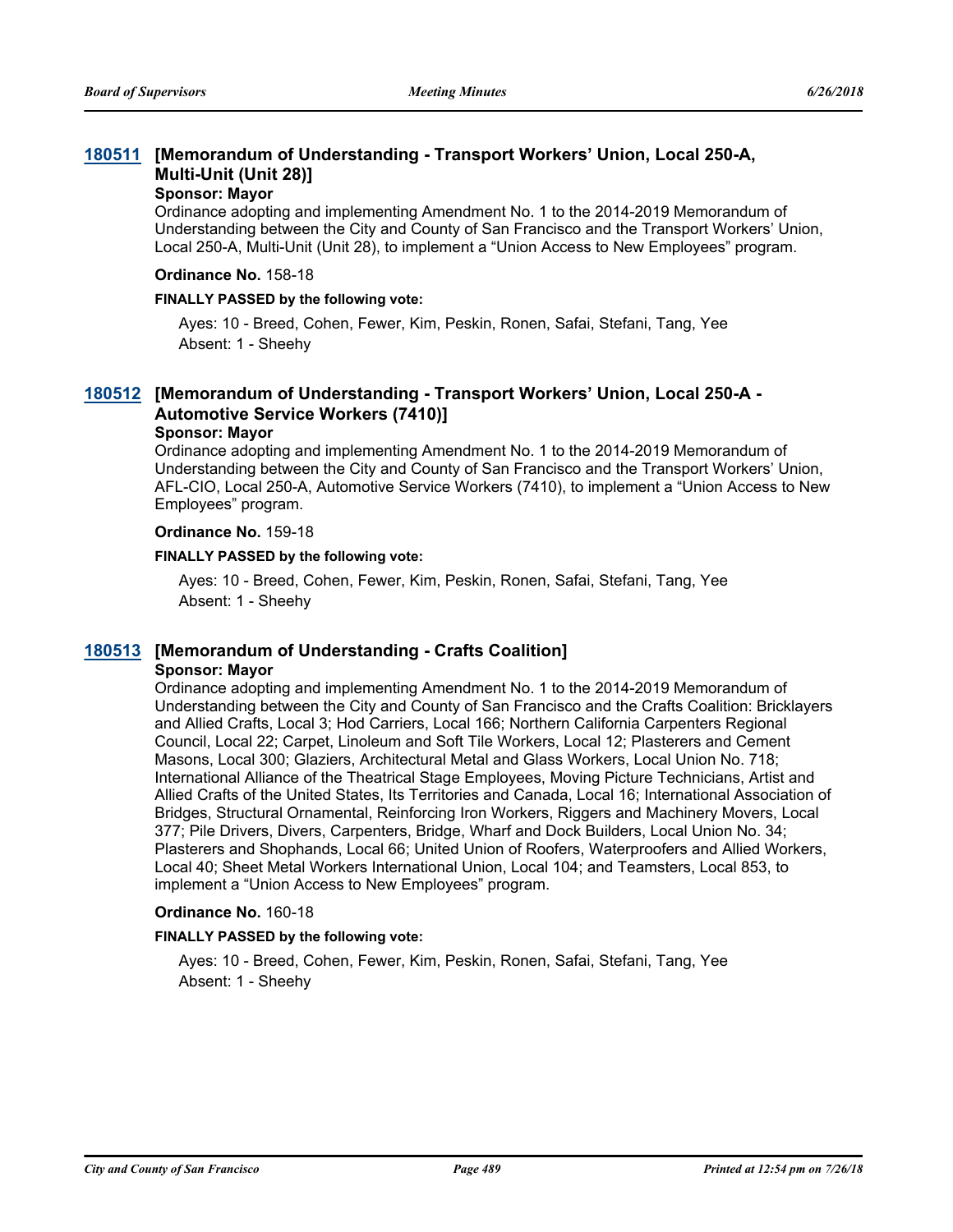### 180511 [Memorandum of Understanding - Transport Workers' Union, Local 250-A, Multi-Unit (Unit 28)]

**Sponsor: Mayor**

Ordinance adopting and implementing Amendment No. 1 to the 2014-2019 Memorandum of Understanding between the City and County of San Francisco and the Transport Workers' Union, Local 250-A, Multi-Unit (Unit 28), to implement a "Union Access to New Employees" program.

**Ordinance No.** 158-18

**FINALLY PASSED by the following vote:**

Ayes: 10 - Breed, Cohen, Fewer, Kim, Peskin, Ronen, Safai, Stefani, Tang, Yee
Absent: 1 - Sheehy

### 180512 [Memorandum of Understanding - Transport Workers' Union, Local 250-A - Automotive Service Workers (7410)]

**Sponsor: Mayor**

Ordinance adopting and implementing Amendment No. 1 to the 2014-2019 Memorandum of Understanding between the City and County of San Francisco and the Transport Workers' Union, AFL-CIO, Local 250-A, Automotive Service Workers (7410), to implement a "Union Access to New Employees" program.

**Ordinance No.** 159-18

**FINALLY PASSED by the following vote:**

Ayes: 10 - Breed, Cohen, Fewer, Kim, Peskin, Ronen, Safai, Stefani, Tang, Yee
Absent: 1 - Sheehy

### 180513 [Memorandum of Understanding - Crafts Coalition]

**Sponsor: Mayor**

Ordinance adopting and implementing Amendment No. 1 to the 2014-2019 Memorandum of Understanding between the City and County of San Francisco and the Crafts Coalition: Bricklayers and Allied Crafts, Local 3; Hod Carriers, Local 166; Northern California Carpenters Regional Council, Local 22; Carpet, Linoleum and Soft Tile Workers, Local 12; Plasterers and Cement Masons, Local 300; Glaziers, Architectural Metal and Glass Workers, Local Union No. 718; International Alliance of the Theatrical Stage Employees, Moving Picture Technicians, Artist and Allied Crafts of the United States, Its Territories and Canada, Local 16; International Association of Bridges, Structural Ornamental, Reinforcing Iron Workers, Riggers and Machinery Movers, Local 377; Pile Drivers, Divers, Carpenters, Bridge, Wharf and Dock Builders, Local Union No. 34; Plasterers and Shophands, Local 66; United Union of Roofers, Waterproofers and Allied Workers, Local 40; Sheet Metal Workers International Union, Local 104; and Teamsters, Local 853, to implement a "Union Access to New Employees" program.

**Ordinance No.** 160-18

**FINALLY PASSED by the following vote:**

Ayes: 10 - Breed, Cohen, Fewer, Kim, Peskin, Ronen, Safai, Stefani, Tang, Yee
Absent: 1 - Sheehy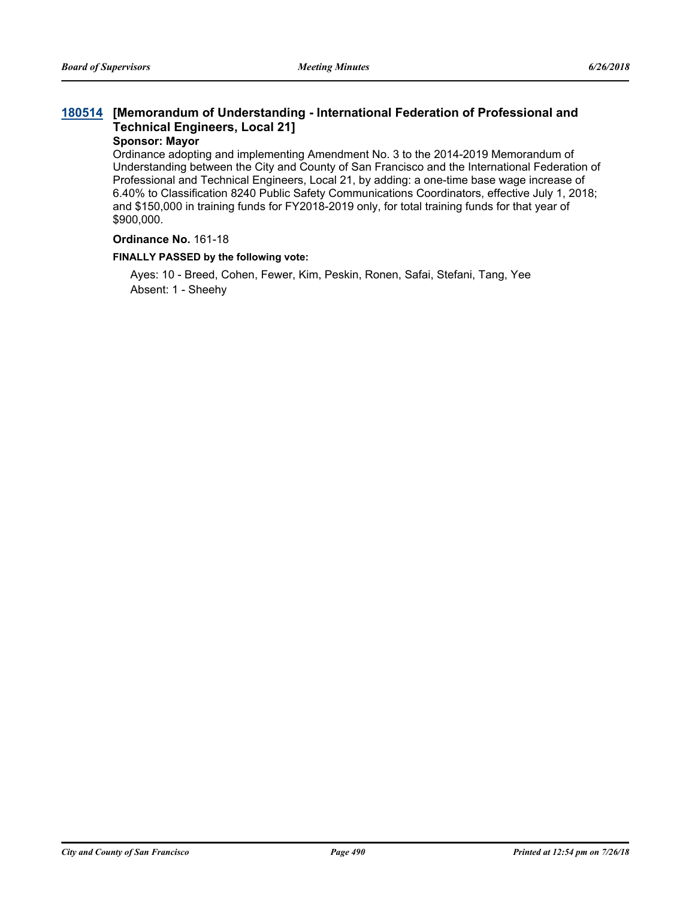**180514 [Memorandum of Understanding - International Federation of Professional and Technical Engineers, Local 21]**

**Sponsor: Mayor**

Ordinance adopting and implementing Amendment No. 3 to the 2014-2019 Memorandum of Understanding between the City and County of San Francisco and the International Federation of Professional and Technical Engineers, Local 21, by adding: a one-time base wage increase of 6.40% to Classification 8240 Public Safety Communications Coordinators, effective July 1, 2018; and $150,000 in training funds for FY2018-2019 only, for total training funds for that year of $900,000.

**Ordinance No.** 161-18

**FINALLY PASSED by the following vote:**

Ayes: 10 - Breed, Cohen, Fewer, Kim, Peskin, Ronen, Safai, Stefani, Tang, Yee
Absent: 1 - Sheehy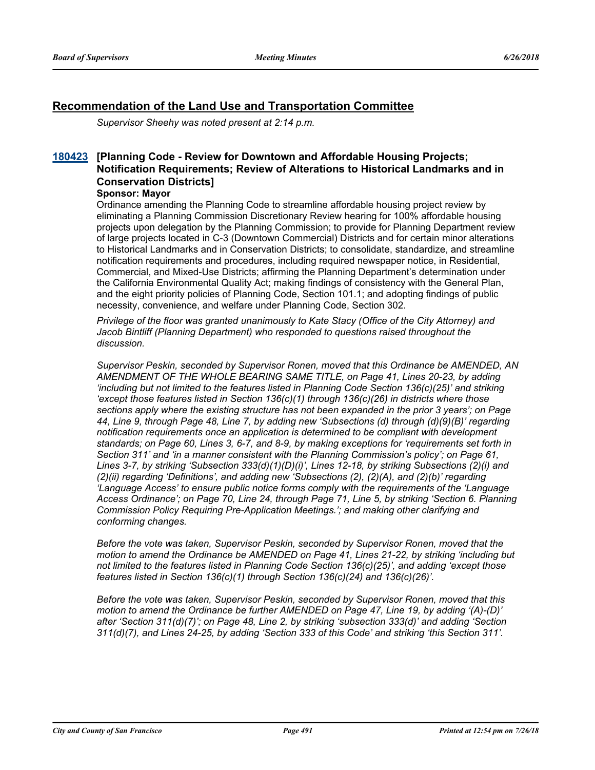## Recommendation of the Land Use and Transportation Committee

*Supervisor Sheehy was noted present at 2:14 p.m.*

**180423 [Planning Code - Review for Downtown and Affordable Housing Projects; Notification Requirements; Review of Alterations to Historical Landmarks and in Conservation Districts]**

**Sponsor: Mayor**

Ordinance amending the Planning Code to streamline affordable housing project review by eliminating a Planning Commission Discretionary Review hearing for 100% affordable housing projects upon delegation by the Planning Commission; to provide for Planning Department review of large projects located in C-3 (Downtown Commercial) Districts and for certain minor alterations to Historical Landmarks and in Conservation Districts; to consolidate, standardize, and streamline notification requirements and procedures, including required newspaper notice, in Residential, Commercial, and Mixed-Use Districts; affirming the Planning Department's determination under the California Environmental Quality Act; making findings of consistency with the General Plan, and the eight priority policies of Planning Code, Section 101.1; and adopting findings of public necessity, convenience, and welfare under Planning Code, Section 302.

*Privilege of the floor was granted unanimously to Kate Stacy (Office of the City Attorney) and Jacob Bintliff (Planning Department) who responded to questions raised throughout the discussion.*

*Supervisor Peskin, seconded by Supervisor Ronen, moved that this Ordinance be AMENDED, AN AMENDMENT OF THE WHOLE BEARING SAME TITLE, on Page 41, Lines 20-23, by adding 'including but not limited to the features listed in Planning Code Section 136(c)(25)' and striking 'except those features listed in Section 136(c)(1) through 136(c)(26) in districts where those sections apply where the existing structure has not been expanded in the prior 3 years'; on Page 44, Line 9, through Page 48, Line 7, by adding new 'Subsections (d) through (d)(9)(B)' regarding notification requirements once an application is determined to be compliant with development standards; on Page 60, Lines 3, 6-7, and 8-9, by making exceptions for 'requirements set forth in Section 311' and 'in a manner consistent with the Planning Commission's policy'; on Page 61, Lines 3-7, by striking 'Subsection 333(d)(1)(D)(i)', Lines 12-18, by striking Subsections (2)(i) and (2)(ii) regarding 'Definitions', and adding new 'Subsections (2), (2)(A), and (2)(b)' regarding 'Language Access' to ensure public notice forms comply with the requirements of the 'Language Access Ordinance'; on Page 70, Line 24, through Page 71, Line 5, by striking 'Section 6. Planning Commission Policy Requiring Pre-Application Meetings.'; and making other clarifying and conforming changes.*

*Before the vote was taken, Supervisor Peskin, seconded by Supervisor Ronen, moved that the motion to amend the Ordinance be AMENDED on Page 41, Lines 21-22, by striking 'including but not limited to the features listed in Planning Code Section 136(c)(25)', and adding 'except those features listed in Section 136(c)(1) through Section 136(c)(24) and 136(c)(26)'.*

*Before the vote was taken, Supervisor Peskin, seconded by Supervisor Ronen, moved that this motion to amend the Ordinance be further AMENDED on Page 47, Line 19, by adding '(A)-(D)' after 'Section 311(d)(7)'; on Page 48, Line 2, by striking 'subsection 333(d)' and adding 'Section 311(d)(7), and Lines 24-25, by adding 'Section 333 of this Code' and striking 'this Section 311'.*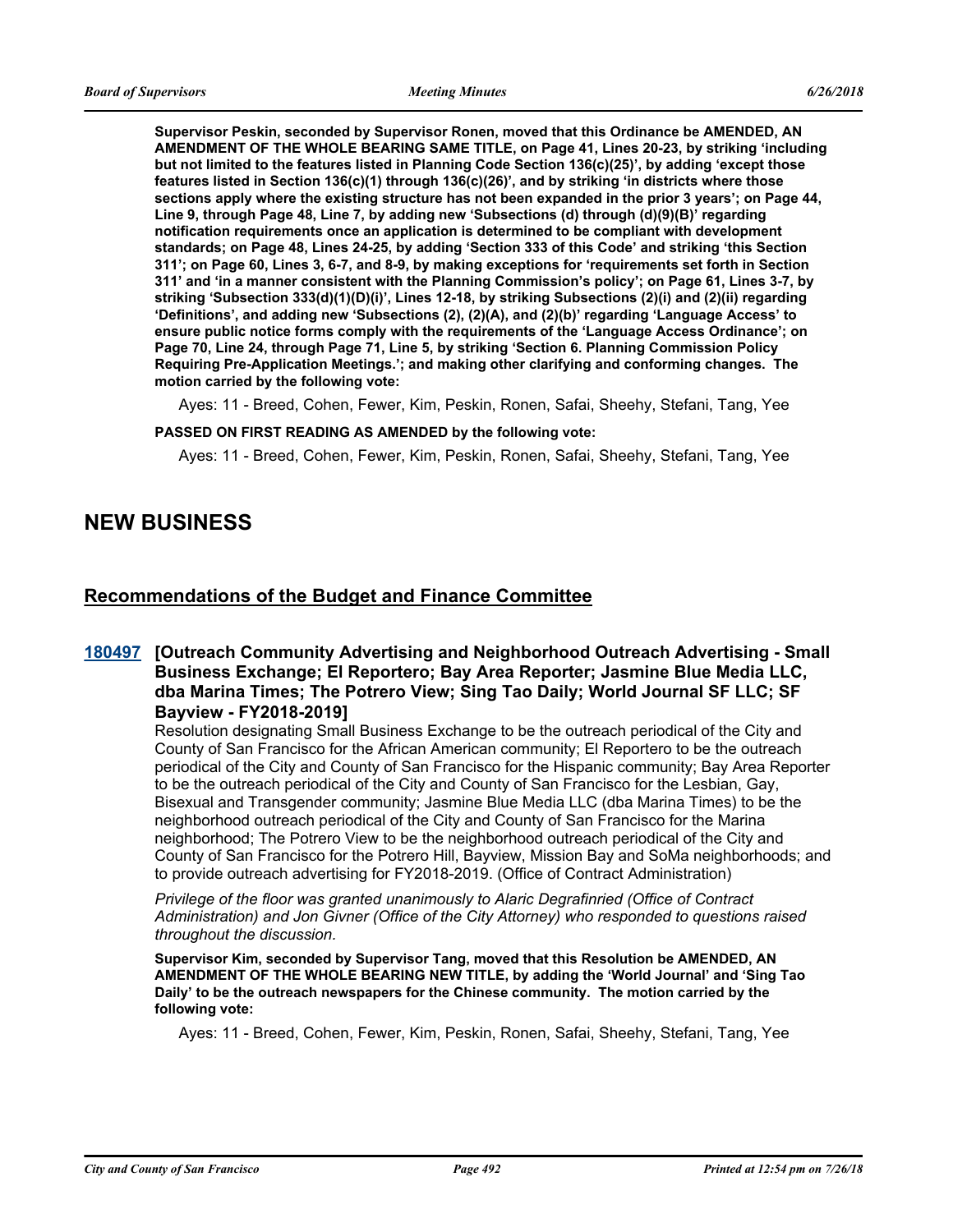**Supervisor Peskin, seconded by Supervisor Ronen, moved that this Ordinance be AMENDED, AN AMENDMENT OF THE WHOLE BEARING SAME TITLE, on Page 41, Lines 20-23, by striking 'including but not limited to the features listed in Planning Code Section 136(c)(25)', by adding 'except those features listed in Section 136(c)(1) through 136(c)(26)', and by striking 'in districts where those sections apply where the existing structure has not been expanded in the prior 3 years'; on Page 44, Line 9, through Page 48, Line 7, by adding new 'Subsections (d) through (d)(9)(B)' regarding notification requirements once an application is determined to be compliant with development standards; on Page 48, Lines 24-25, by adding 'Section 333 of this Code' and striking 'this Section 311'; on Page 60, Lines 3, 6-7, and 8-9, by making exceptions for 'requirements set forth in Section 311' and 'in a manner consistent with the Planning Commission's policy'; on Page 61, Lines 3-7, by striking 'Subsection 333(d)(1)(D)(i)', Lines 12-18, by striking Subsections (2)(i) and (2)(ii) regarding 'Definitions', and adding new 'Subsections (2), (2)(A), and (2)(b)' regarding 'Language Access' to ensure public notice forms comply with the requirements of the 'Language Access Ordinance'; on Page 70, Line 24, through Page 71, Line 5, by striking 'Section 6. Planning Commission Policy Requiring Pre-Application Meetings.'; and making other clarifying and conforming changes. The motion carried by the following vote:**

Ayes: 11 - Breed, Cohen, Fewer, Kim, Peskin, Ronen, Safai, Sheehy, Stefani, Tang, Yee

**PASSED ON FIRST READING AS AMENDED by the following vote:**

Ayes: 11 - Breed, Cohen, Fewer, Kim, Peskin, Ronen, Safai, Sheehy, Stefani, Tang, Yee

# NEW BUSINESS

## Recommendations of the Budget and Finance Committee

### 180497 [Outreach Community Advertising and Neighborhood Outreach Advertising - Small Business Exchange; El Reportero; Bay Area Reporter; Jasmine Blue Media LLC, dba Marina Times; The Potrero View; Sing Tao Daily; World Journal SF LLC; SF Bayview - FY2018-2019]

Resolution designating Small Business Exchange to be the outreach periodical of the City and County of San Francisco for the African American community; El Reportero to be the outreach periodical of the City and County of San Francisco for the Hispanic community; Bay Area Reporter to be the outreach periodical of the City and County of San Francisco for the Lesbian, Gay, Bisexual and Transgender community; Jasmine Blue Media LLC (dba Marina Times) to be the neighborhood outreach periodical of the City and County of San Francisco for the Marina neighborhood; The Potrero View to be the neighborhood outreach periodical of the City and County of San Francisco for the Potrero Hill, Bayview, Mission Bay and SoMa neighborhoods; and to provide outreach advertising for FY2018-2019. (Office of Contract Administration)

*Privilege of the floor was granted unanimously to Alaric Degrafinried (Office of Contract Administration) and Jon Givner (Office of the City Attorney) who responded to questions raised throughout the discussion.*

**Supervisor Kim, seconded by Supervisor Tang, moved that this Resolution be AMENDED, AN AMENDMENT OF THE WHOLE BEARING NEW TITLE, by adding the 'World Journal' and 'Sing Tao Daily' to be the outreach newspapers for the Chinese community. The motion carried by the following vote:**

Ayes: 11 - Breed, Cohen, Fewer, Kim, Peskin, Ronen, Safai, Sheehy, Stefani, Tang, Yee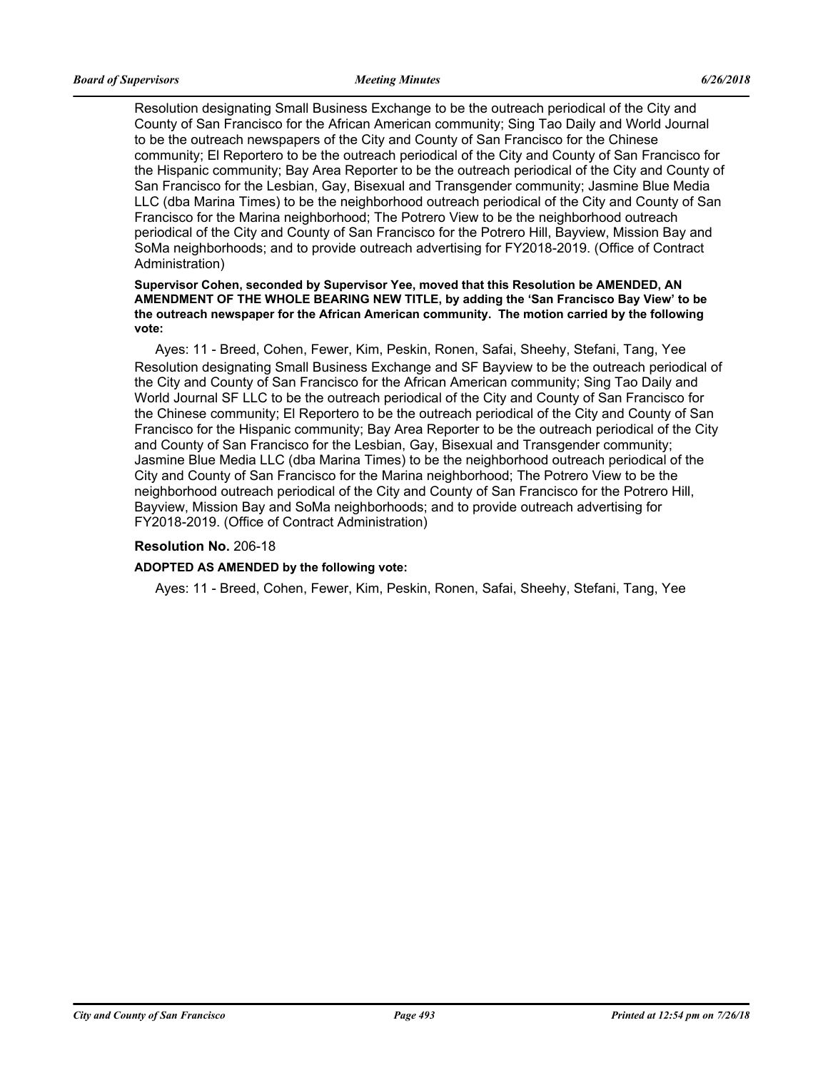Resolution designating Small Business Exchange to be the outreach periodical of the City and County of San Francisco for the African American community; Sing Tao Daily and World Journal to be the outreach newspapers of the City and County of San Francisco for the Chinese community; El Reportero to be the outreach periodical of the City and County of San Francisco for the Hispanic community; Bay Area Reporter to be the outreach periodical of the City and County of San Francisco for the Lesbian, Gay, Bisexual and Transgender community; Jasmine Blue Media LLC (dba Marina Times) to be the neighborhood outreach periodical of the City and County of San Francisco for the Marina neighborhood; The Potrero View to be the neighborhood outreach periodical of the City and County of San Francisco for the Potrero Hill, Bayview, Mission Bay and SoMa neighborhoods; and to provide outreach advertising for FY2018-2019. (Office of Contract Administration)

**Supervisor Cohen, seconded by Supervisor Yee, moved that this Resolution be AMENDED, AN AMENDMENT OF THE WHOLE BEARING NEW TITLE, by adding the 'San Francisco Bay View' to be the outreach newspaper for the African American community. The motion carried by the following vote:**

Ayes: 11 - Breed, Cohen, Fewer, Kim, Peskin, Ronen, Safai, Sheehy, Stefani, Tang, Yee

Resolution designating Small Business Exchange and SF Bayview to be the outreach periodical of the City and County of San Francisco for the African American community; Sing Tao Daily and World Journal SF LLC to be the outreach periodical of the City and County of San Francisco for the Chinese community; El Reportero to be the outreach periodical of the City and County of San Francisco for the Hispanic community; Bay Area Reporter to be the outreach periodical of the City and County of San Francisco for the Lesbian, Gay, Bisexual and Transgender community; Jasmine Blue Media LLC (dba Marina Times) to be the neighborhood outreach periodical of the City and County of San Francisco for the Marina neighborhood; The Potrero View to be the neighborhood outreach periodical of the City and County of San Francisco for the Potrero Hill, Bayview, Mission Bay and SoMa neighborhoods; and to provide outreach advertising for FY2018-2019. (Office of Contract Administration)

**Resolution No.** 206-18

**ADOPTED AS AMENDED by the following vote:**

Ayes: 11 - Breed, Cohen, Fewer, Kim, Peskin, Ronen, Safai, Sheehy, Stefani, Tang, Yee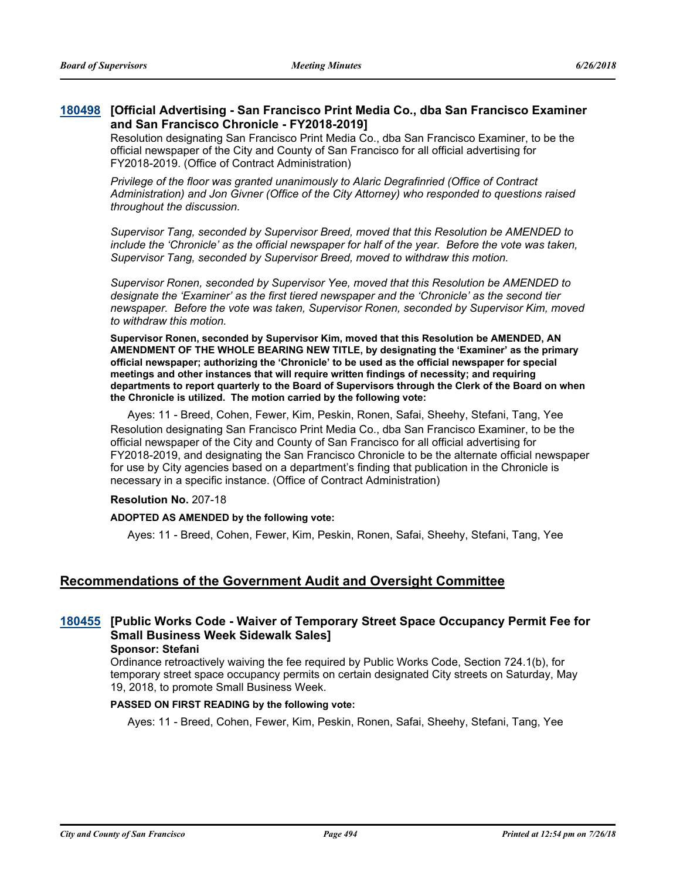### 180498 [Official Advertising - San Francisco Print Media Co., dba San Francisco Examiner and San Francisco Chronicle - FY2018-2019]

Resolution designating San Francisco Print Media Co., dba San Francisco Examiner, to be the official newspaper of the City and County of San Francisco for all official advertising for FY2018-2019. (Office of Contract Administration)

*Privilege of the floor was granted unanimously to Alaric Degrafinried (Office of Contract Administration) and Jon Givner (Office of the City Attorney) who responded to questions raised throughout the discussion.*

*Supervisor Tang, seconded by Supervisor Breed, moved that this Resolution be AMENDED to include the 'Chronicle' as the official newspaper for half of the year. Before the vote was taken, Supervisor Tang, seconded by Supervisor Breed, moved to withdraw this motion.*

*Supervisor Ronen, seconded by Supervisor Yee, moved that this Resolution be AMENDED to designate the 'Examiner' as the first tiered newspaper and the 'Chronicle' as the second tier newspaper. Before the vote was taken, Supervisor Ronen, seconded by Supervisor Kim, moved to withdraw this motion.*

**Supervisor Ronen, seconded by Supervisor Kim, moved that this Resolution be AMENDED, AN AMENDMENT OF THE WHOLE BEARING NEW TITLE, by designating the 'Examiner' as the primary official newspaper; authorizing the 'Chronicle' to be used as the official newspaper for special meetings and other instances that will require written findings of necessity; and requiring departments to report quarterly to the Board of Supervisors through the Clerk of the Board on when the Chronicle is utilized. The motion carried by the following vote:**

Ayes: 11 - Breed, Cohen, Fewer, Kim, Peskin, Ronen, Safai, Sheehy, Stefani, Tang, Yee

Resolution designating San Francisco Print Media Co., dba San Francisco Examiner, to be the official newspaper of the City and County of San Francisco for all official advertising for FY2018-2019, and designating the San Francisco Chronicle to be the alternate official newspaper for use by City agencies based on a department's finding that publication in the Chronicle is necessary in a specific instance. (Office of Contract Administration)

**Resolution No.** 207-18

**ADOPTED AS AMENDED by the following vote:**

Ayes: 11 - Breed, Cohen, Fewer, Kim, Peskin, Ronen, Safai, Sheehy, Stefani, Tang, Yee

## Recommendations of the Government Audit and Oversight Committee

### 180455 [Public Works Code - Waiver of Temporary Street Space Occupancy Permit Fee for Small Business Week Sidewalk Sales]

**Sponsor: Stefani**

Ordinance retroactively waiving the fee required by Public Works Code, Section 724.1(b), for temporary street space occupancy permits on certain designated City streets on Saturday, May 19, 2018, to promote Small Business Week.

**PASSED ON FIRST READING by the following vote:**

Ayes: 11 - Breed, Cohen, Fewer, Kim, Peskin, Ronen, Safai, Sheehy, Stefani, Tang, Yee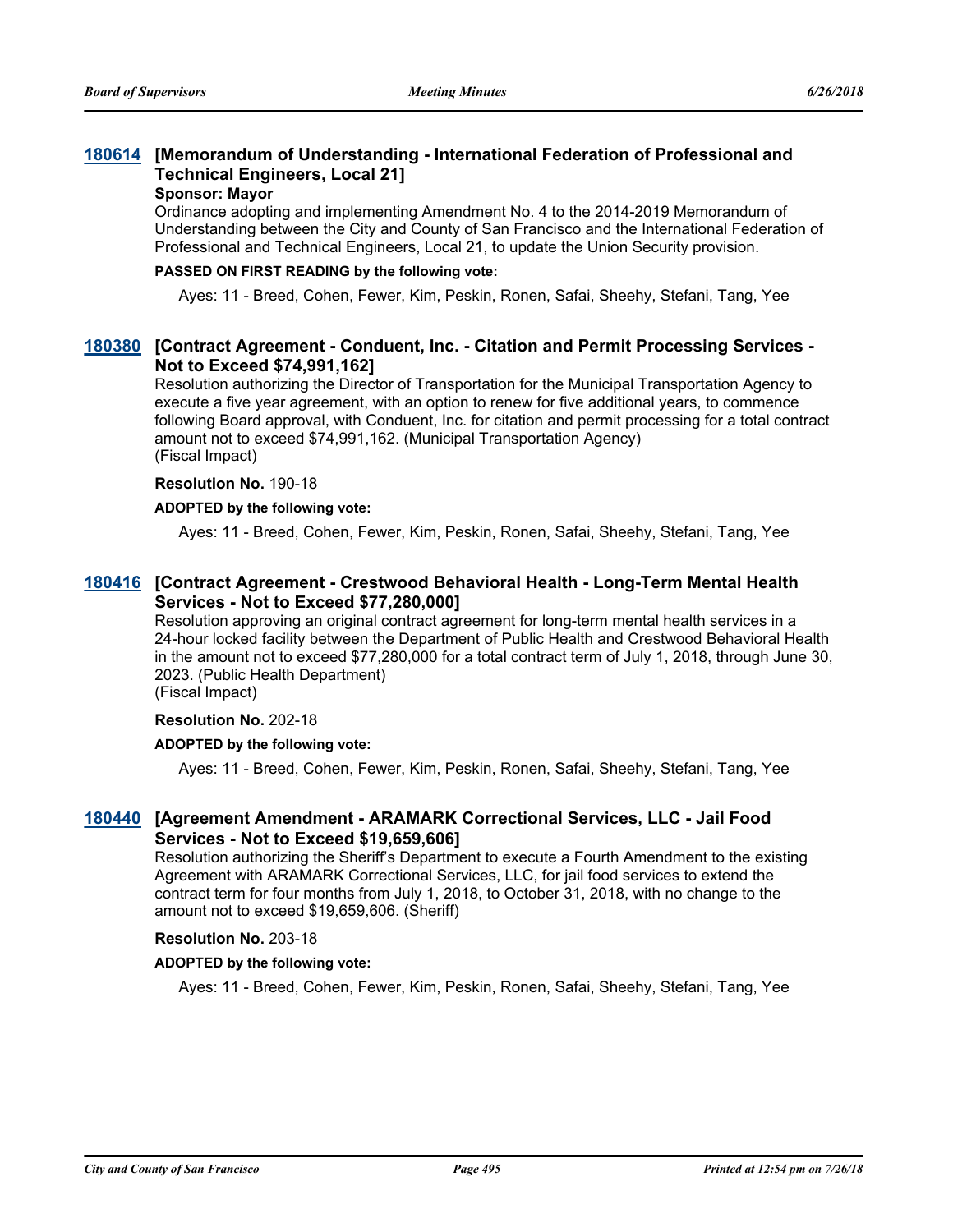### 180614 [Memorandum of Understanding - International Federation of Professional and Technical Engineers, Local 21]

**Sponsor: Mayor**

Ordinance adopting and implementing Amendment No. 4 to the 2014-2019 Memorandum of Understanding between the City and County of San Francisco and the International Federation of Professional and Technical Engineers, Local 21, to update the Union Security provision.

**PASSED ON FIRST READING by the following vote:**

Ayes: 11 - Breed, Cohen, Fewer, Kim, Peskin, Ronen, Safai, Sheehy, Stefani, Tang, Yee

### 180380 [Contract Agreement - Conduent, Inc. - Citation and Permit Processing Services - Not to Exceed $74,991,162]

Resolution authorizing the Director of Transportation for the Municipal Transportation Agency to execute a five year agreement, with an option to renew for five additional years, to commence following Board approval, with Conduent, Inc. for citation and permit processing for a total contract amount not to exceed $74,991,162. (Municipal Transportation Agency)
(Fiscal Impact)

**Resolution No.** 190-18

**ADOPTED by the following vote:**

Ayes: 11 - Breed, Cohen, Fewer, Kim, Peskin, Ronen, Safai, Sheehy, Stefani, Tang, Yee

### 180416 [Contract Agreement - Crestwood Behavioral Health - Long-Term Mental Health Services - Not to Exceed $77,280,000]

Resolution approving an original contract agreement for long-term mental health services in a 24-hour locked facility between the Department of Public Health and Crestwood Behavioral Health in the amount not to exceed $77,280,000 for a total contract term of July 1, 2018, through June 30, 2023. (Public Health Department)
(Fiscal Impact)

**Resolution No.** 202-18

**ADOPTED by the following vote:**

Ayes: 11 - Breed, Cohen, Fewer, Kim, Peskin, Ronen, Safai, Sheehy, Stefani, Tang, Yee

### 180440 [Agreement Amendment - ARAMARK Correctional Services, LLC - Jail Food Services - Not to Exceed $19,659,606]

Resolution authorizing the Sheriff's Department to execute a Fourth Amendment to the existing Agreement with ARAMARK Correctional Services, LLC, for jail food services to extend the contract term for four months from July 1, 2018, to October 31, 2018, with no change to the amount not to exceed $19,659,606. (Sheriff)

**Resolution No.** 203-18

**ADOPTED by the following vote:**

Ayes: 11 - Breed, Cohen, Fewer, Kim, Peskin, Ronen, Safai, Sheehy, Stefani, Tang, Yee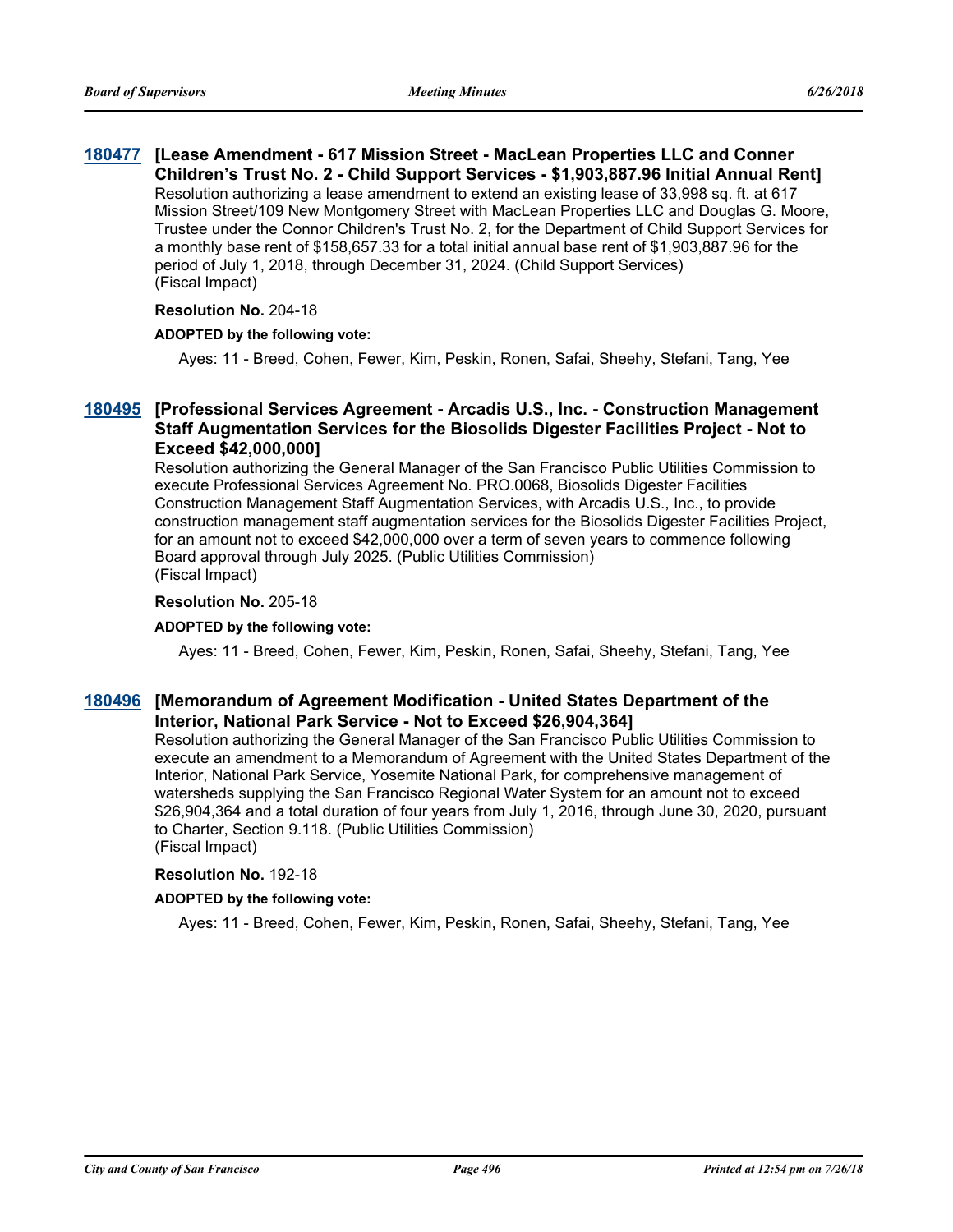### 180477 [Lease Amendment - 617 Mission Street - MacLean Properties LLC and Conner Children's Trust No. 2 - Child Support Services - $1,903,887.96 Initial Annual Rent]

Resolution authorizing a lease amendment to extend an existing lease of 33,998 sq. ft. at 617 Mission Street/109 New Montgomery Street with MacLean Properties LLC and Douglas G. Moore, Trustee under the Connor Children's Trust No. 2, for the Department of Child Support Services for a monthly base rent of $158,657.33 for a total initial annual base rent of $1,903,887.96 for the period of July 1, 2018, through December 31, 2024. (Child Support Services)
(Fiscal Impact)

**Resolution No.** 204-18

**ADOPTED by the following vote:**

Ayes: 11 - Breed, Cohen, Fewer, Kim, Peskin, Ronen, Safai, Sheehy, Stefani, Tang, Yee

### 180495 [Professional Services Agreement - Arcadis U.S., Inc. - Construction Management Staff Augmentation Services for the Biosolids Digester Facilities Project - Not to Exceed $42,000,000]

Resolution authorizing the General Manager of the San Francisco Public Utilities Commission to execute Professional Services Agreement No. PRO.0068, Biosolids Digester Facilities Construction Management Staff Augmentation Services, with Arcadis U.S., Inc., to provide construction management staff augmentation services for the Biosolids Digester Facilities Project, for an amount not to exceed $42,000,000 over a term of seven years to commence following Board approval through July 2025. (Public Utilities Commission)
(Fiscal Impact)

**Resolution No.** 205-18

**ADOPTED by the following vote:**

Ayes: 11 - Breed, Cohen, Fewer, Kim, Peskin, Ronen, Safai, Sheehy, Stefani, Tang, Yee

### 180496 [Memorandum of Agreement Modification - United States Department of the Interior, National Park Service - Not to Exceed $26,904,364]

Resolution authorizing the General Manager of the San Francisco Public Utilities Commission to execute an amendment to a Memorandum of Agreement with the United States Department of the Interior, National Park Service, Yosemite National Park, for comprehensive management of watersheds supplying the San Francisco Regional Water System for an amount not to exceed $26,904,364 and a total duration of four years from July 1, 2016, through June 30, 2020, pursuant to Charter, Section 9.118. (Public Utilities Commission)
(Fiscal Impact)

**Resolution No.** 192-18

**ADOPTED by the following vote:**

Ayes: 11 - Breed, Cohen, Fewer, Kim, Peskin, Ronen, Safai, Sheehy, Stefani, Tang, Yee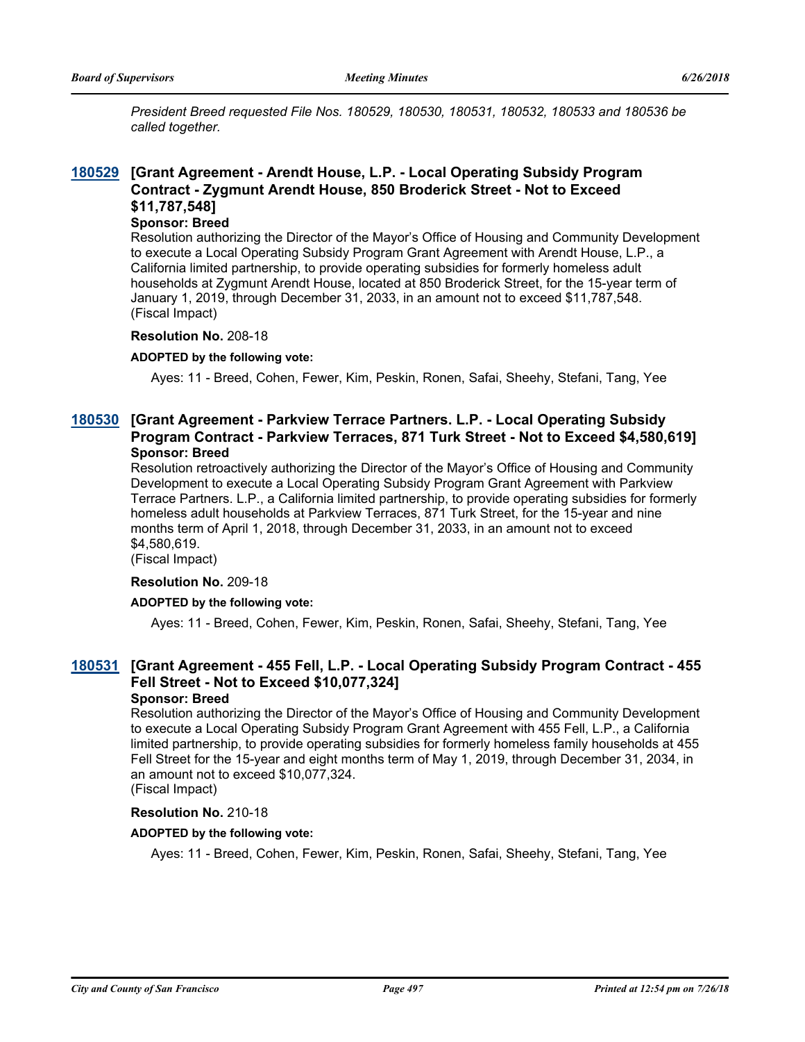*President Breed requested File Nos. 180529, 180530, 180531, 180532, 180533 and 180536 be called together.*

### 180529 [Grant Agreement - Arendt House, L.P. - Local Operating Subsidy Program Contract - Zygmunt Arendt House, 850 Broderick Street - Not to Exceed $11,787,548]

**Sponsor: Breed**

Resolution authorizing the Director of the Mayor's Office of Housing and Community Development to execute a Local Operating Subsidy Program Grant Agreement with Arendt House, L.P., a California limited partnership, to provide operating subsidies for formerly homeless adult households at Zygmunt Arendt House, located at 850 Broderick Street, for the 15-year term of January 1, 2019, through December 31, 2033, in an amount not to exceed $11,787,548. (Fiscal Impact)

**Resolution No.** 208-18

**ADOPTED by the following vote:**

Ayes: 11 - Breed, Cohen, Fewer, Kim, Peskin, Ronen, Safai, Sheehy, Stefani, Tang, Yee

### 180530 [Grant Agreement - Parkview Terrace Partners. L.P. - Local Operating Subsidy Program Contract - Parkview Terraces, 871 Turk Street - Not to Exceed $4,580,619]

**Sponsor: Breed**

Resolution retroactively authorizing the Director of the Mayor's Office of Housing and Community Development to execute a Local Operating Subsidy Program Grant Agreement with Parkview Terrace Partners. L.P., a California limited partnership, to provide operating subsidies for formerly homeless adult households at Parkview Terraces, 871 Turk Street, for the 15-year and nine months term of April 1, 2018, through December 31, 2033, in an amount not to exceed $4,580,619.
(Fiscal Impact)

**Resolution No.** 209-18

**ADOPTED by the following vote:**

Ayes: 11 - Breed, Cohen, Fewer, Kim, Peskin, Ronen, Safai, Sheehy, Stefani, Tang, Yee

### 180531 [Grant Agreement - 455 Fell, L.P. - Local Operating Subsidy Program Contract - 455 Fell Street - Not to Exceed $10,077,324]

**Sponsor: Breed**

Resolution authorizing the Director of the Mayor's Office of Housing and Community Development to execute a Local Operating Subsidy Program Grant Agreement with 455 Fell, L.P., a California limited partnership, to provide operating subsidies for formerly homeless family households at 455 Fell Street for the 15-year and eight months term of May 1, 2019, through December 31, 2034, in an amount not to exceed $10,077,324.
(Fiscal Impact)

**Resolution No.** 210-18

**ADOPTED by the following vote:**

Ayes: 11 - Breed, Cohen, Fewer, Kim, Peskin, Ronen, Safai, Sheehy, Stefani, Tang, Yee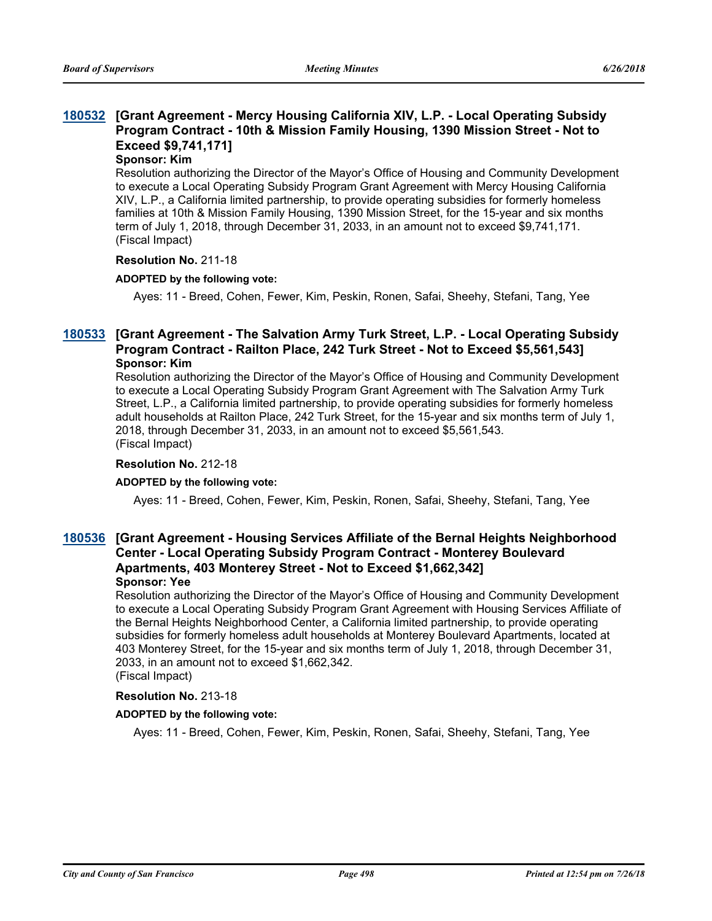### 180532 [Grant Agreement - Mercy Housing California XIV, L.P. - Local Operating Subsidy Program Contract - 10th & Mission Family Housing, 1390 Mission Street - Not to Exceed $9,741,171]

**Sponsor: Kim**

Resolution authorizing the Director of the Mayor's Office of Housing and Community Development to execute a Local Operating Subsidy Program Grant Agreement with Mercy Housing California XIV, L.P., a California limited partnership, to provide operating subsidies for formerly homeless families at 10th & Mission Family Housing, 1390 Mission Street, for the 15-year and six months term of July 1, 2018, through December 31, 2033, in an amount not to exceed $9,741,171.
(Fiscal Impact)

**Resolution No.** 211-18

**ADOPTED by the following vote:**

Ayes: 11 - Breed, Cohen, Fewer, Kim, Peskin, Ronen, Safai, Sheehy, Stefani, Tang, Yee

### 180533 [Grant Agreement - The Salvation Army Turk Street, L.P. - Local Operating Subsidy Program Contract - Railton Place, 242 Turk Street - Not to Exceed $5,561,543]

**Sponsor: Kim**

Resolution authorizing the Director of the Mayor's Office of Housing and Community Development to execute a Local Operating Subsidy Program Grant Agreement with The Salvation Army Turk Street, L.P., a California limited partnership, to provide operating subsidies for formerly homeless adult households at Railton Place, 242 Turk Street, for the 15-year and six months term of July 1, 2018, through December 31, 2033, in an amount not to exceed $5,561,543.
(Fiscal Impact)

**Resolution No.** 212-18

**ADOPTED by the following vote:**

Ayes: 11 - Breed, Cohen, Fewer, Kim, Peskin, Ronen, Safai, Sheehy, Stefani, Tang, Yee

### 180536 [Grant Agreement - Housing Services Affiliate of the Bernal Heights Neighborhood Center - Local Operating Subsidy Program Contract - Monterey Boulevard Apartments, 403 Monterey Street - Not to Exceed $1,662,342]

**Sponsor: Yee**

Resolution authorizing the Director of the Mayor's Office of Housing and Community Development to execute a Local Operating Subsidy Program Grant Agreement with Housing Services Affiliate of the Bernal Heights Neighborhood Center, a California limited partnership, to provide operating subsidies for formerly homeless adult households at Monterey Boulevard Apartments, located at 403 Monterey Street, for the 15-year and six months term of July 1, 2018, through December 31, 2033, in an amount not to exceed $1,662,342.
(Fiscal Impact)

**Resolution No.** 213-18

**ADOPTED by the following vote:**

Ayes: 11 - Breed, Cohen, Fewer, Kim, Peskin, Ronen, Safai, Sheehy, Stefani, Tang, Yee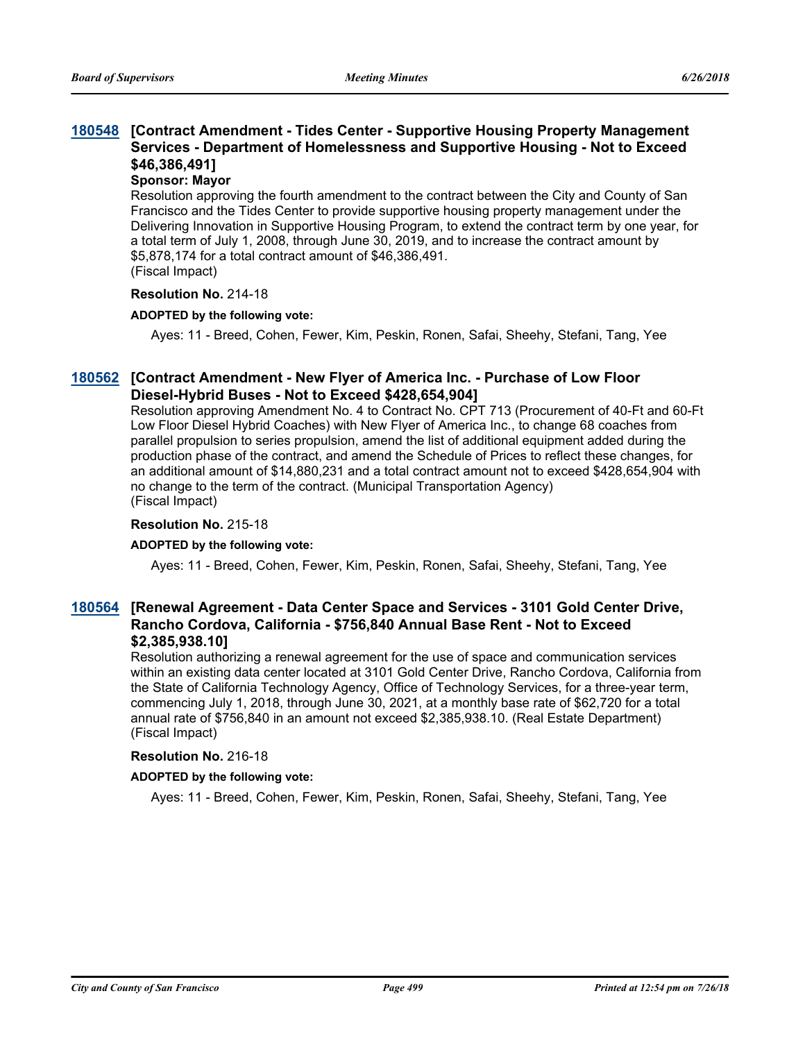### 180548 [Contract Amendment - Tides Center - Supportive Housing Property Management Services - Department of Homelessness and Supportive Housing - Not to Exceed $46,386,491]

**Sponsor: Mayor**

Resolution approving the fourth amendment to the contract between the City and County of San Francisco and the Tides Center to provide supportive housing property management under the Delivering Innovation in Supportive Housing Program, to extend the contract term by one year, for a total term of July 1, 2008, through June 30, 2019, and to increase the contract amount by $5,878,174 for a total contract amount of $46,386,491.
(Fiscal Impact)

**Resolution No.** 214-18

**ADOPTED by the following vote:**

Ayes: 11 - Breed, Cohen, Fewer, Kim, Peskin, Ronen, Safai, Sheehy, Stefani, Tang, Yee

### 180562 [Contract Amendment - New Flyer of America Inc. - Purchase of Low Floor Diesel-Hybrid Buses - Not to Exceed $428,654,904]

Resolution approving Amendment No. 4 to Contract No. CPT 713 (Procurement of 40-Ft and 60-Ft Low Floor Diesel Hybrid Coaches) with New Flyer of America Inc., to change 68 coaches from parallel propulsion to series propulsion, amend the list of additional equipment added during the production phase of the contract, and amend the Schedule of Prices to reflect these changes, for an additional amount of $14,880,231 and a total contract amount not to exceed $428,654,904 with no change to the term of the contract. (Municipal Transportation Agency)
(Fiscal Impact)

**Resolution No.** 215-18

**ADOPTED by the following vote:**

Ayes: 11 - Breed, Cohen, Fewer, Kim, Peskin, Ronen, Safai, Sheehy, Stefani, Tang, Yee

### 180564 [Renewal Agreement - Data Center Space and Services - 3101 Gold Center Drive, Rancho Cordova, California - $756,840 Annual Base Rent - Not to Exceed $2,385,938.10]

Resolution authorizing a renewal agreement for the use of space and communication services within an existing data center located at 3101 Gold Center Drive, Rancho Cordova, California from the State of California Technology Agency, Office of Technology Services, for a three-year term, commencing July 1, 2018, through June 30, 2021, at a monthly base rate of $62,720 for a total annual rate of $756,840 in an amount not exceed $2,385,938.10. (Real Estate Department)
(Fiscal Impact)

**Resolution No.** 216-18

**ADOPTED by the following vote:**

Ayes: 11 - Breed, Cohen, Fewer, Kim, Peskin, Ronen, Safai, Sheehy, Stefani, Tang, Yee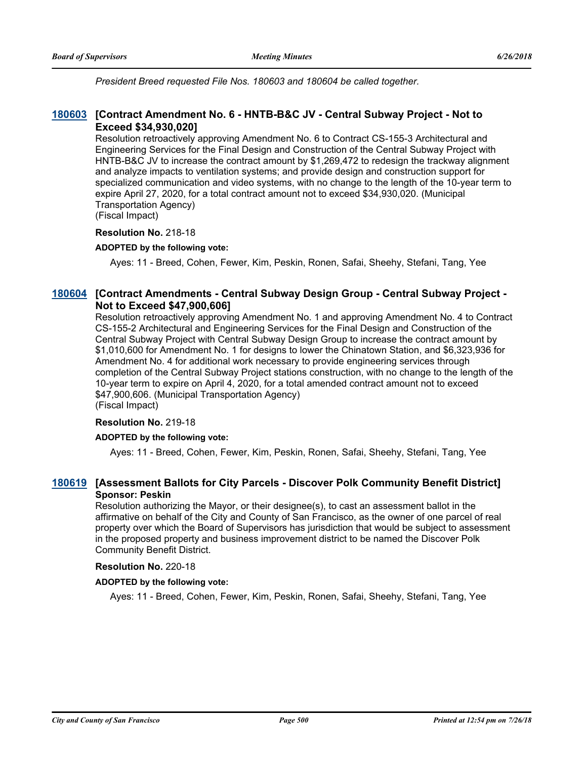*President Breed requested File Nos. 180603 and 180604 be called together.*

### 180603 [Contract Amendment No. 6 - HNTB-B&C JV - Central Subway Project - Not to Exceed $34,930,020]

Resolution retroactively approving Amendment No. 6 to Contract CS-155-3 Architectural and Engineering Services for the Final Design and Construction of the Central Subway Project with HNTB-B&C JV to increase the contract amount by $1,269,472 to redesign the trackway alignment and analyze impacts to ventilation systems; and provide design and construction support for specialized communication and video systems, with no change to the length of the 10-year term to expire April 27, 2020, for a total contract amount not to exceed $34,930,020. (Municipal Transportation Agency)
(Fiscal Impact)

**Resolution No.** 218-18

**ADOPTED by the following vote:**

Ayes: 11 - Breed, Cohen, Fewer, Kim, Peskin, Ronen, Safai, Sheehy, Stefani, Tang, Yee

### 180604 [Contract Amendments - Central Subway Design Group - Central Subway Project - Not to Exceed $47,900,606]

Resolution retroactively approving Amendment No. 1 and approving Amendment No. 4 to Contract CS-155-2 Architectural and Engineering Services for the Final Design and Construction of the Central Subway Project with Central Subway Design Group to increase the contract amount by $1,010,600 for Amendment No. 1 for designs to lower the Chinatown Station, and $6,323,936 for Amendment No. 4 for additional work necessary to provide engineering services through completion of the Central Subway Project stations construction, with no change to the length of the 10-year term to expire on April 4, 2020, for a total amended contract amount not to exceed $47,900,606. (Municipal Transportation Agency)
(Fiscal Impact)

**Resolution No.** 219-18

**ADOPTED by the following vote:**

Ayes: 11 - Breed, Cohen, Fewer, Kim, Peskin, Ronen, Safai, Sheehy, Stefani, Tang, Yee

### 180619 [Assessment Ballots for City Parcels - Discover Polk Community Benefit District]

**Sponsor: Peskin**

Resolution authorizing the Mayor, or their designee(s), to cast an assessment ballot in the affirmative on behalf of the City and County of San Francisco, as the owner of one parcel of real property over which the Board of Supervisors has jurisdiction that would be subject to assessment in the proposed property and business improvement district to be named the Discover Polk Community Benefit District.

**Resolution No.** 220-18

**ADOPTED by the following vote:**

Ayes: 11 - Breed, Cohen, Fewer, Kim, Peskin, Ronen, Safai, Sheehy, Stefani, Tang, Yee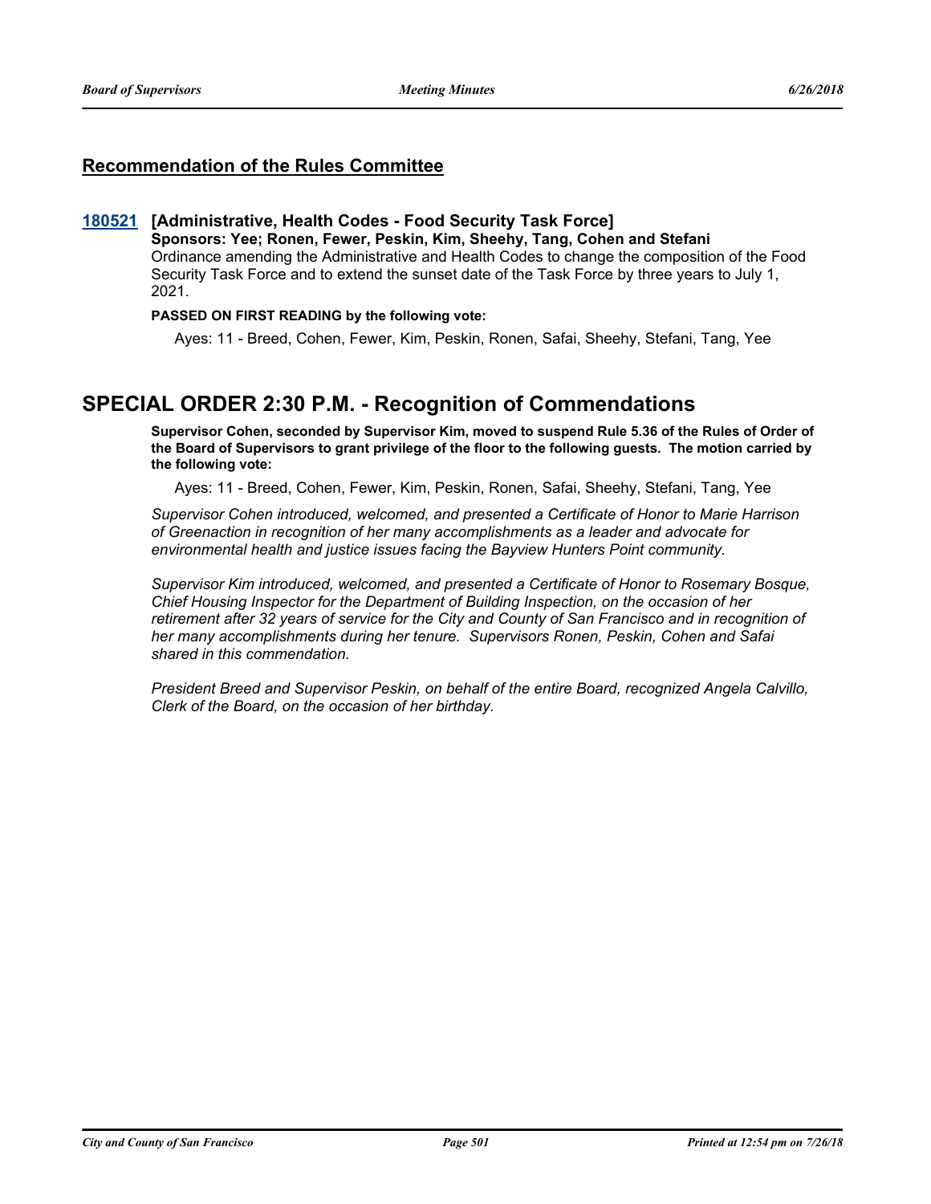## Recommendation of the Rules Committee

**180521 [Administrative, Health Codes - Food Security Task Force]**

**Sponsors: Yee; Ronen, Fewer, Peskin, Kim, Sheehy, Tang, Cohen and Stefani**

Ordinance amending the Administrative and Health Codes to change the composition of the Food Security Task Force and to extend the sunset date of the Task Force by three years to July 1, 2021.

**PASSED ON FIRST READING by the following vote:**

Ayes: 11 - Breed, Cohen, Fewer, Kim, Peskin, Ronen, Safai, Sheehy, Stefani, Tang, Yee

# SPECIAL ORDER 2:30 P.M. - Recognition of Commendations

**Supervisor Cohen, seconded by Supervisor Kim, moved to suspend Rule 5.36 of the Rules of Order of the Board of Supervisors to grant privilege of the floor to the following guests. The motion carried by the following vote:**

Ayes: 11 - Breed, Cohen, Fewer, Kim, Peskin, Ronen, Safai, Sheehy, Stefani, Tang, Yee

*Supervisor Cohen introduced, welcomed, and presented a Certificate of Honor to Marie Harrison of Greenaction in recognition of her many accomplishments as a leader and advocate for environmental health and justice issues facing the Bayview Hunters Point community.*

*Supervisor Kim introduced, welcomed, and presented a Certificate of Honor to Rosemary Bosque, Chief Housing Inspector for the Department of Building Inspection, on the occasion of her retirement after 32 years of service for the City and County of San Francisco and in recognition of her many accomplishments during her tenure. Supervisors Ronen, Peskin, Cohen and Safai shared in this commendation.*

*President Breed and Supervisor Peskin, on behalf of the entire Board, recognized Angela Calvillo, Clerk of the Board, on the occasion of her birthday.*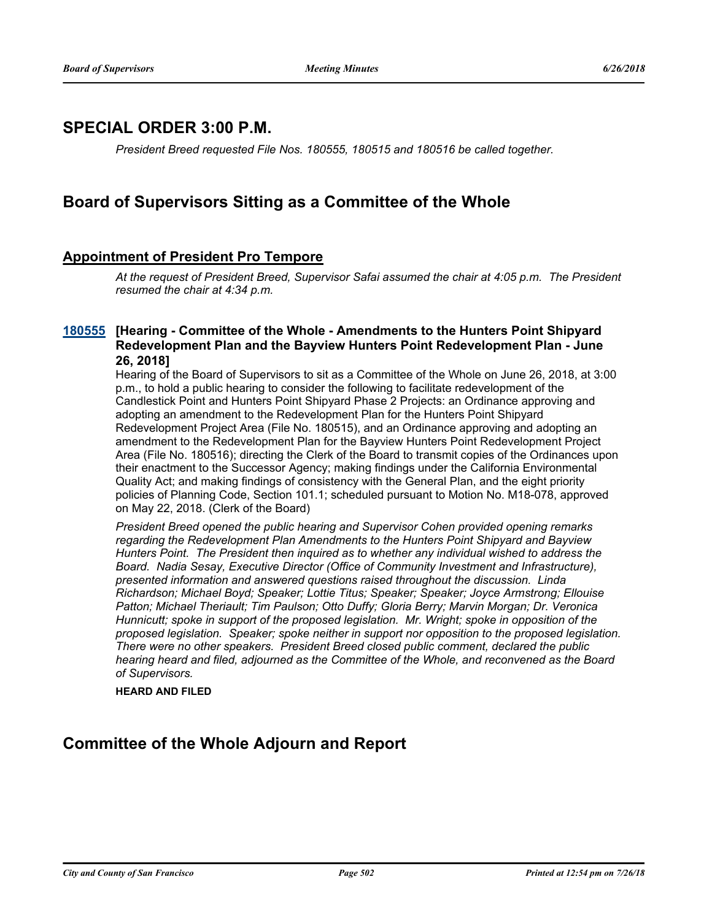## SPECIAL ORDER 3:00 P.M.

*President Breed requested File Nos. 180555, 180515 and 180516 be called together.*

## Board of Supervisors Sitting as a Committee of the Whole

### Appointment of President Pro Tempore

*At the request of President Breed, Supervisor Safai assumed the chair at 4:05 p.m. The President resumed the chair at 4:34 p.m.*

**180555 [Hearing - Committee of the Whole - Amendments to the Hunters Point Shipyard Redevelopment Plan and the Bayview Hunters Point Redevelopment Plan - June 26, 2018]**

Hearing of the Board of Supervisors to sit as a Committee of the Whole on June 26, 2018, at 3:00 p.m., to hold a public hearing to consider the following to facilitate redevelopment of the Candlestick Point and Hunters Point Shipyard Phase 2 Projects: an Ordinance approving and adopting an amendment to the Redevelopment Plan for the Hunters Point Shipyard Redevelopment Project Area (File No. 180515), and an Ordinance approving and adopting an amendment to the Redevelopment Plan for the Bayview Hunters Point Redevelopment Project Area (File No. 180516); directing the Clerk of the Board to transmit copies of the Ordinances upon their enactment to the Successor Agency; making findings under the California Environmental Quality Act; and making findings of consistency with the General Plan, and the eight priority policies of Planning Code, Section 101.1; scheduled pursuant to Motion No. M18-078, approved on May 22, 2018. (Clerk of the Board)

*President Breed opened the public hearing and Supervisor Cohen provided opening remarks regarding the Redevelopment Plan Amendments to the Hunters Point Shipyard and Bayview Hunters Point. The President then inquired as to whether any individual wished to address the Board. Nadia Sesay, Executive Director (Office of Community Investment and Infrastructure), presented information and answered questions raised throughout the discussion. Linda Richardson; Michael Boyd; Speaker; Lottie Titus; Speaker; Speaker; Joyce Armstrong; Ellouise Patton; Michael Theriault; Tim Paulson; Otto Duffy; Gloria Berry; Marvin Morgan; Dr. Veronica Hunnicutt; spoke in support of the proposed legislation. Mr. Wright; spoke in opposition of the proposed legislation. Speaker; spoke neither in support nor opposition to the proposed legislation. There were no other speakers. President Breed closed public comment, declared the public hearing heard and filed, adjourned as the Committee of the Whole, and reconvened as the Board of Supervisors.*

**HEARD AND FILED**

## Committee of the Whole Adjourn and Report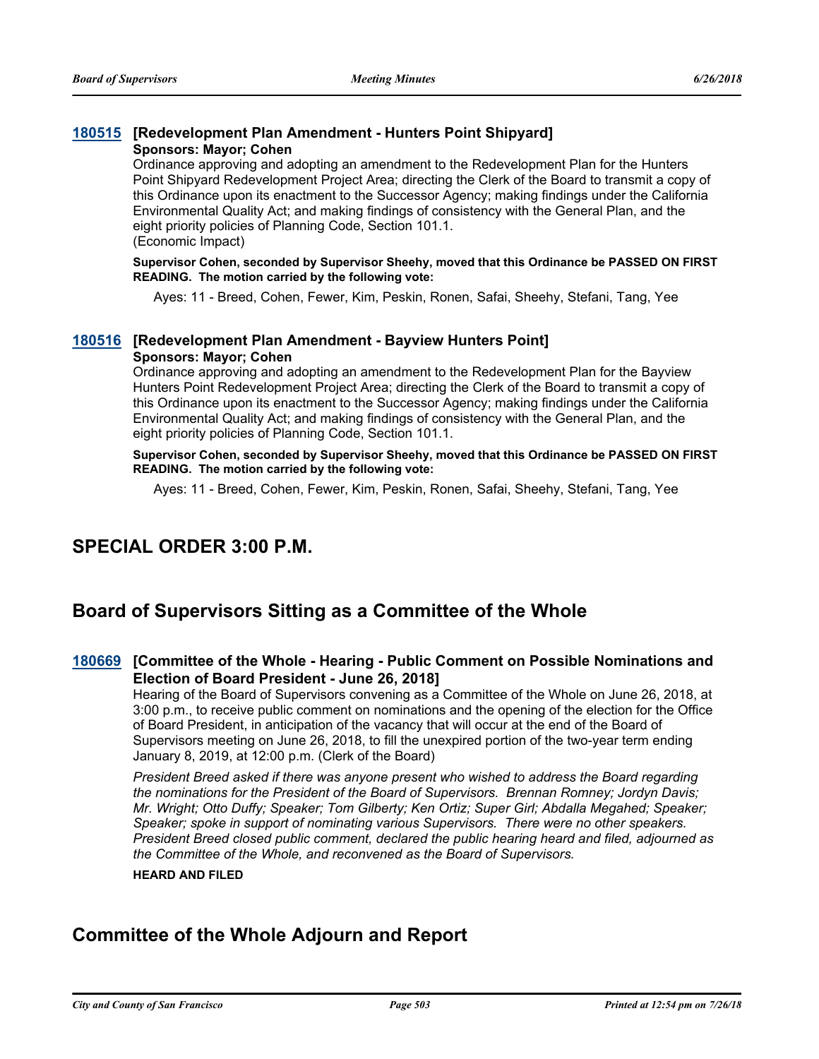### 180515 [Redevelopment Plan Amendment - Hunters Point Shipyard]

**Sponsors: Mayor; Cohen**

Ordinance approving and adopting an amendment to the Redevelopment Plan for the Hunters Point Shipyard Redevelopment Project Area; directing the Clerk of the Board to transmit a copy of this Ordinance upon its enactment to the Successor Agency; making findings under the California Environmental Quality Act; and making findings of consistency with the General Plan, and the eight priority policies of Planning Code, Section 101.1.
(Economic Impact)

**Supervisor Cohen, seconded by Supervisor Sheehy, moved that this Ordinance be PASSED ON FIRST READING. The motion carried by the following vote:**

Ayes: 11 - Breed, Cohen, Fewer, Kim, Peskin, Ronen, Safai, Sheehy, Stefani, Tang, Yee

### 180516 [Redevelopment Plan Amendment - Bayview Hunters Point]

**Sponsors: Mayor; Cohen**

Ordinance approving and adopting an amendment to the Redevelopment Plan for the Bayview Hunters Point Redevelopment Project Area; directing the Clerk of the Board to transmit a copy of this Ordinance upon its enactment to the Successor Agency; making findings under the California Environmental Quality Act; and making findings of consistency with the General Plan, and the eight priority policies of Planning Code, Section 101.1.

**Supervisor Cohen, seconded by Supervisor Sheehy, moved that this Ordinance be PASSED ON FIRST READING. The motion carried by the following vote:**

Ayes: 11 - Breed, Cohen, Fewer, Kim, Peskin, Ronen, Safai, Sheehy, Stefani, Tang, Yee

## SPECIAL ORDER 3:00 P.M.

## Board of Supervisors Sitting as a Committee of the Whole

### 180669 [Committee of the Whole - Hearing - Public Comment on Possible Nominations and Election of Board President - June 26, 2018]

Hearing of the Board of Supervisors convening as a Committee of the Whole on June 26, 2018, at 3:00 p.m., to receive public comment on nominations and the opening of the election for the Office of Board President, in anticipation of the vacancy that will occur at the end of the Board of Supervisors meeting on June 26, 2018, to fill the unexpired portion of the two-year term ending January 8, 2019, at 12:00 p.m. (Clerk of the Board)

*President Breed asked if there was anyone present who wished to address the Board regarding the nominations for the President of the Board of Supervisors. Brennan Romney; Jordyn Davis; Mr. Wright; Otto Duffy; Speaker; Tom Gilberty; Ken Ortiz; Super Girl; Abdalla Megahed; Speaker; Speaker; spoke in support of nominating various Supervisors. There were no other speakers. President Breed closed public comment, declared the public hearing heard and filed, adjourned as the Committee of the Whole, and reconvened as the Board of Supervisors.*

**HEARD AND FILED**

## Committee of the Whole Adjourn and Report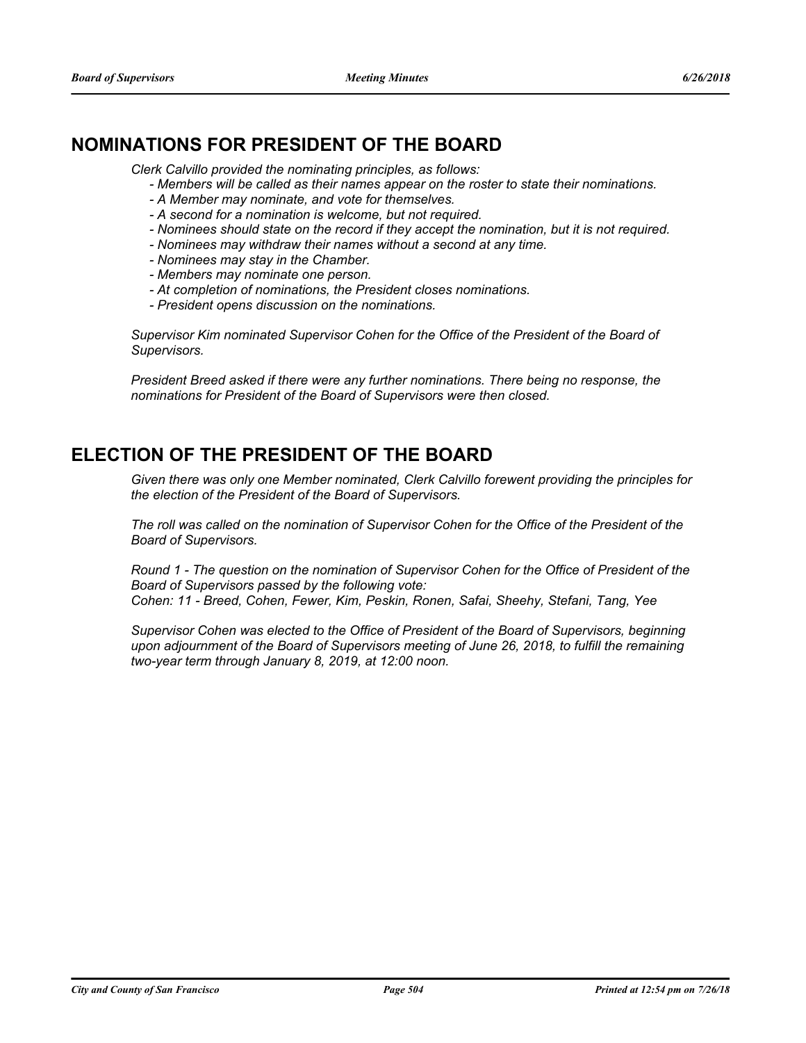## NOMINATIONS FOR PRESIDENT OF THE BOARD

*Clerk Calvillo provided the nominating principles, as follows:*

- *Members will be called as their names appear on the roster to state their nominations.*
- *A Member may nominate, and vote for themselves.*
- *A second for a nomination is welcome, but not required.*
- *Nominees should state on the record if they accept the nomination, but it is not required.*
- *Nominees may withdraw their names without a second at any time.*
- *Nominees may stay in the Chamber.*
- *Members may nominate one person.*
- *At completion of nominations, the President closes nominations.*
- *President opens discussion on the nominations.*

*Supervisor Kim nominated Supervisor Cohen for the Office of the President of the Board of Supervisors.*

*President Breed asked if there were any further nominations. There being no response, the nominations for President of the Board of Supervisors were then closed.*

## ELECTION OF THE PRESIDENT OF THE BOARD

*Given there was only one Member nominated, Clerk Calvillo forewent providing the principles for the election of the President of the Board of Supervisors.*

*The roll was called on the nomination of Supervisor Cohen for the Office of the President of the Board of Supervisors.*

*Round 1 - The question on the nomination of Supervisor Cohen for the Office of President of the Board of Supervisors passed by the following vote:*
*Cohen: 11 - Breed, Cohen, Fewer, Kim, Peskin, Ronen, Safai, Sheehy, Stefani, Tang, Yee*

*Supervisor Cohen was elected to the Office of President of the Board of Supervisors, beginning upon adjournment of the Board of Supervisors meeting of June 26, 2018, to fulfill the remaining two-year term through January 8, 2019, at 12:00 noon.*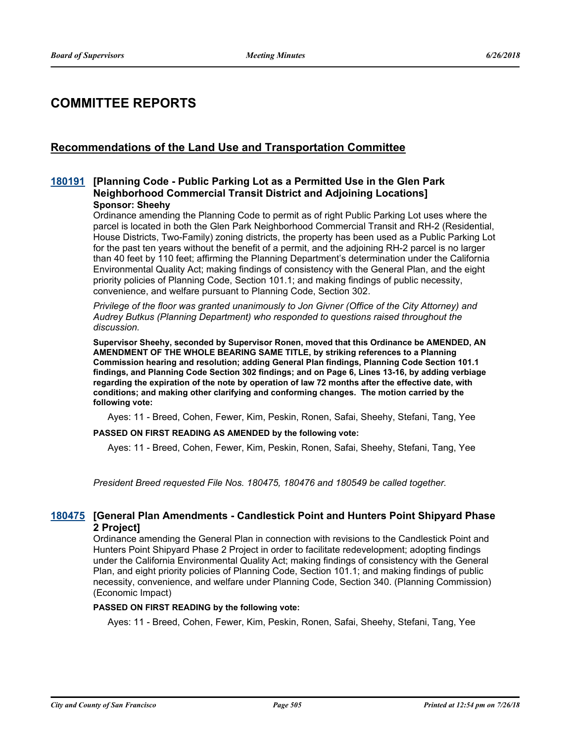# COMMITTEE REPORTS

## Recommendations of the Land Use and Transportation Committee

### 180191 [Planning Code - Public Parking Lot as a Permitted Use in the Glen Park Neighborhood Commercial Transit District and Adjoining Locations]

**Sponsor: Sheehy**

Ordinance amending the Planning Code to permit as of right Public Parking Lot uses where the parcel is located in both the Glen Park Neighborhood Commercial Transit and RH-2 (Residential, House Districts, Two-Family) zoning districts, the property has been used as a Public Parking Lot for the past ten years without the benefit of a permit, and the adjoining RH-2 parcel is no larger than 40 feet by 110 feet; affirming the Planning Department's determination under the California Environmental Quality Act; making findings of consistency with the General Plan, and the eight priority policies of Planning Code, Section 101.1; and making findings of public necessity, convenience, and welfare pursuant to Planning Code, Section 302.

*Privilege of the floor was granted unanimously to Jon Givner (Office of the City Attorney) and Audrey Butkus (Planning Department) who responded to questions raised throughout the discussion.*

**Supervisor Sheehy, seconded by Supervisor Ronen, moved that this Ordinance be AMENDED, AN AMENDMENT OF THE WHOLE BEARING SAME TITLE, by striking references to a Planning Commission hearing and resolution; adding General Plan findings, Planning Code Section 101.1 findings, and Planning Code Section 302 findings; and on Page 6, Lines 13-16, by adding verbiage regarding the expiration of the note by operation of law 72 months after the effective date, with conditions; and making other clarifying and conforming changes. The motion carried by the following vote:**

Ayes: 11 - Breed, Cohen, Fewer, Kim, Peskin, Ronen, Safai, Sheehy, Stefani, Tang, Yee

**PASSED ON FIRST READING AS AMENDED by the following vote:**

Ayes: 11 - Breed, Cohen, Fewer, Kim, Peskin, Ronen, Safai, Sheehy, Stefani, Tang, Yee

*President Breed requested File Nos. 180475, 180476 and 180549 be called together.*

### 180475 [General Plan Amendments - Candlestick Point and Hunters Point Shipyard Phase 2 Project]

Ordinance amending the General Plan in connection with revisions to the Candlestick Point and Hunters Point Shipyard Phase 2 Project in order to facilitate redevelopment; adopting findings under the California Environmental Quality Act; making findings of consistency with the General Plan, and eight priority policies of Planning Code, Section 101.1; and making findings of public necessity, convenience, and welfare under Planning Code, Section 340. (Planning Commission) (Economic Impact)

**PASSED ON FIRST READING by the following vote:**

Ayes: 11 - Breed, Cohen, Fewer, Kim, Peskin, Ronen, Safai, Sheehy, Stefani, Tang, Yee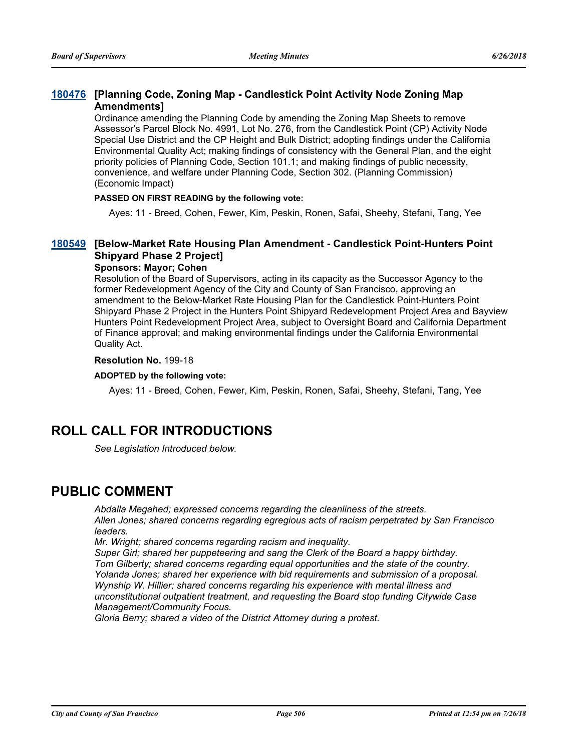### 180476 [Planning Code, Zoning Map - Candlestick Point Activity Node Zoning Map Amendments]

Ordinance amending the Planning Code by amending the Zoning Map Sheets to remove Assessor's Parcel Block No. 4991, Lot No. 276, from the Candlestick Point (CP) Activity Node Special Use District and the CP Height and Bulk District; adopting findings under the California Environmental Quality Act; making findings of consistency with the General Plan, and the eight priority policies of Planning Code, Section 101.1; and making findings of public necessity, convenience, and welfare under Planning Code, Section 302. (Planning Commission) (Economic Impact)

**PASSED ON FIRST READING by the following vote:**

Ayes: 11 - Breed, Cohen, Fewer, Kim, Peskin, Ronen, Safai, Sheehy, Stefani, Tang, Yee

### 180549 [Below-Market Rate Housing Plan Amendment - Candlestick Point-Hunters Point Shipyard Phase 2 Project]

**Sponsors: Mayor; Cohen**

Resolution of the Board of Supervisors, acting in its capacity as the Successor Agency to the former Redevelopment Agency of the City and County of San Francisco, approving an amendment to the Below-Market Rate Housing Plan for the Candlestick Point-Hunters Point Shipyard Phase 2 Project in the Hunters Point Shipyard Redevelopment Project Area and Bayview Hunters Point Redevelopment Project Area, subject to Oversight Board and California Department of Finance approval; and making environmental findings under the California Environmental Quality Act.

**Resolution No.** 199-18

**ADOPTED by the following vote:**

Ayes: 11 - Breed, Cohen, Fewer, Kim, Peskin, Ronen, Safai, Sheehy, Stefani, Tang, Yee

## ROLL CALL FOR INTRODUCTIONS

*See Legislation Introduced below.*

## PUBLIC COMMENT

*Abdalla Megahed; expressed concerns regarding the cleanliness of the streets.*
*Allen Jones; shared concerns regarding egregious acts of racism perpetrated by San Francisco leaders.*
*Mr. Wright; shared concerns regarding racism and inequality.*
*Super Girl; shared her puppeteering and sang the Clerk of the Board a happy birthday.*
*Tom Gilberty; shared concerns regarding equal opportunities and the state of the country.*
*Yolanda Jones; shared her experience with bid requirements and submission of a proposal.*
*Wynship W. Hillier; shared concerns regarding his experience with mental illness and unconstitutional outpatient treatment, and requesting the Board stop funding Citywide Case Management/Community Focus.*
*Gloria Berry; shared a video of the District Attorney during a protest.*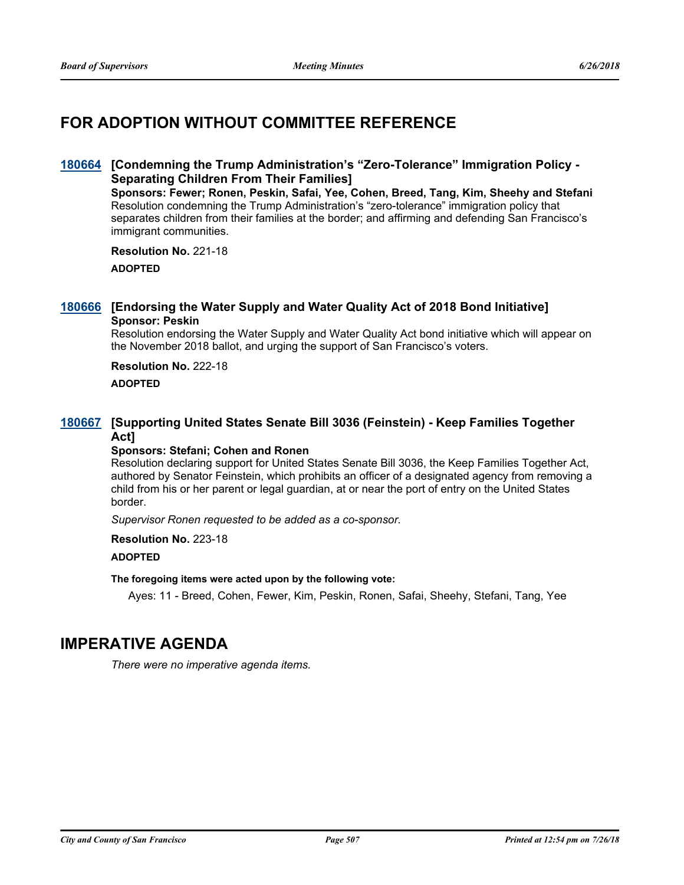## FOR ADOPTION WITHOUT COMMITTEE REFERENCE

### 180664 [Condemning the Trump Administration's "Zero-Tolerance" Immigration Policy - Separating Children From Their Families]

**Sponsors: Fewer; Ronen, Peskin, Safai, Yee, Cohen, Breed, Tang, Kim, Sheehy and Stefani**

Resolution condemning the Trump Administration's "zero-tolerance" immigration policy that separates children from their families at the border; and affirming and defending San Francisco's immigrant communities.

**Resolution No.** 221-18

**ADOPTED**

### 180666 [Endorsing the Water Supply and Water Quality Act of 2018 Bond Initiative]

**Sponsor: Peskin**

Resolution endorsing the Water Supply and Water Quality Act bond initiative which will appear on the November 2018 ballot, and urging the support of San Francisco's voters.

**Resolution No.** 222-18

**ADOPTED**

### 180667 [Supporting United States Senate Bill 3036 (Feinstein) - Keep Families Together Act]

**Sponsors: Stefani; Cohen and Ronen**

Resolution declaring support for United States Senate Bill 3036, the Keep Families Together Act, authored by Senator Feinstein, which prohibits an officer of a designated agency from removing a child from his or her parent or legal guardian, at or near the port of entry on the United States border.

*Supervisor Ronen requested to be added as a co-sponsor.*

**Resolution No.** 223-18

**ADOPTED**

**The foregoing items were acted upon by the following vote:**

Ayes: 11 - Breed, Cohen, Fewer, Kim, Peskin, Ronen, Safai, Sheehy, Stefani, Tang, Yee

## IMPERATIVE AGENDA

*There were no imperative agenda items.*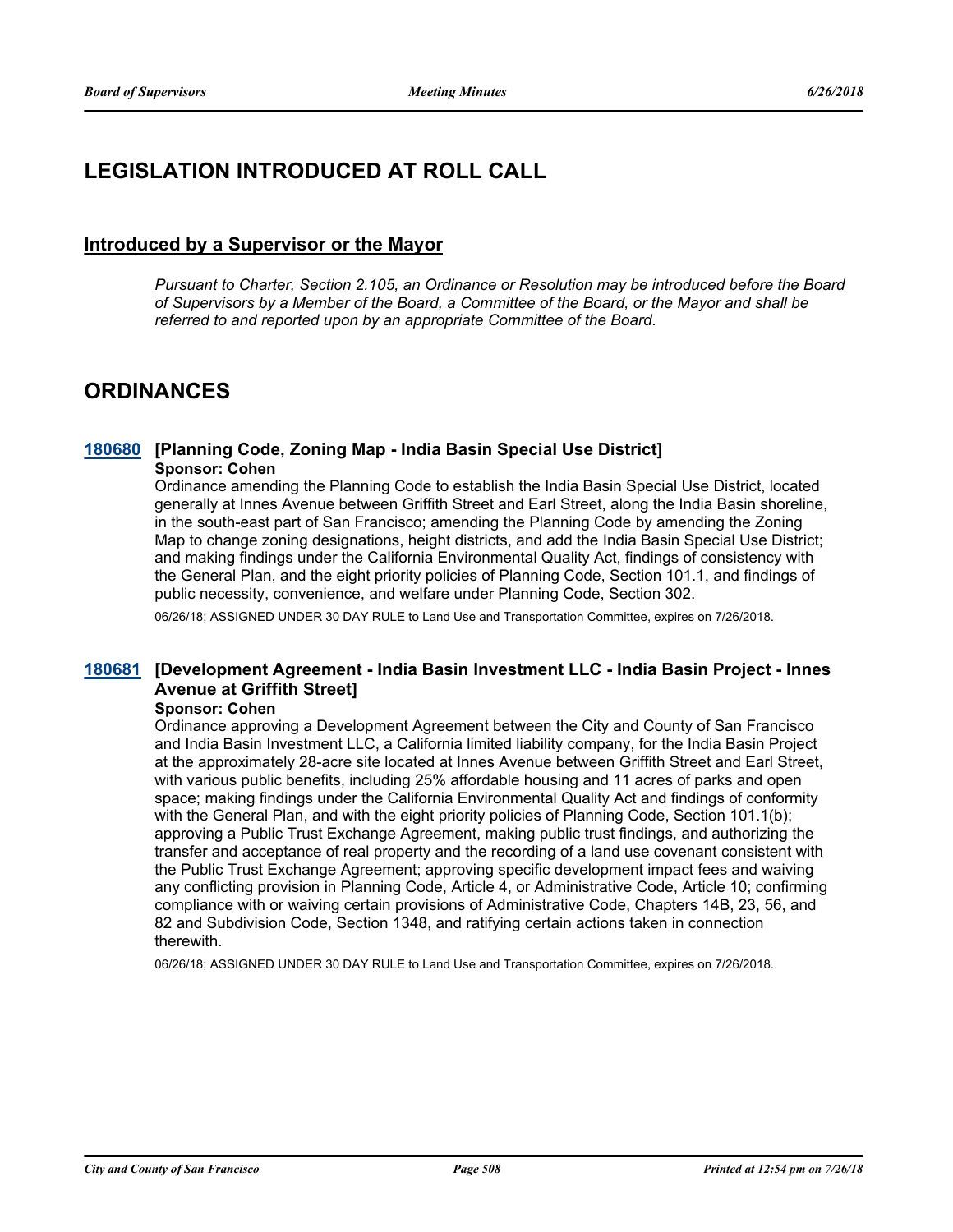# LEGISLATION INTRODUCED AT ROLL CALL

## Introduced by a Supervisor or the Mayor

*Pursuant to Charter, Section 2.105, an Ordinance or Resolution may be introduced before the Board of Supervisors by a Member of the Board, a Committee of the Board, or the Mayor and shall be referred to and reported upon by an appropriate Committee of the Board.*

# ORDINANCES

### 180680 [Planning Code, Zoning Map - India Basin Special Use District]

**Sponsor: Cohen**

Ordinance amending the Planning Code to establish the India Basin Special Use District, located generally at Innes Avenue between Griffith Street and Earl Street, along the India Basin shoreline, in the south-east part of San Francisco; amending the Planning Code by amending the Zoning Map to change zoning designations, height districts, and add the India Basin Special Use District; and making findings under the California Environmental Quality Act, findings of consistency with the General Plan, and the eight priority policies of Planning Code, Section 101.1, and findings of public necessity, convenience, and welfare under Planning Code, Section 302.

06/26/18; ASSIGNED UNDER 30 DAY RULE to Land Use and Transportation Committee, expires on 7/26/2018.

### 180681 [Development Agreement - India Basin Investment LLC - India Basin Project - Innes Avenue at Griffith Street]

**Sponsor: Cohen**

Ordinance approving a Development Agreement between the City and County of San Francisco and India Basin Investment LLC, a California limited liability company, for the India Basin Project at the approximately 28-acre site located at Innes Avenue between Griffith Street and Earl Street, with various public benefits, including 25% affordable housing and 11 acres of parks and open space; making findings under the California Environmental Quality Act and findings of conformity with the General Plan, and with the eight priority policies of Planning Code, Section 101.1(b); approving a Public Trust Exchange Agreement, making public trust findings, and authorizing the transfer and acceptance of real property and the recording of a land use covenant consistent with the Public Trust Exchange Agreement; approving specific development impact fees and waiving any conflicting provision in Planning Code, Article 4, or Administrative Code, Article 10; confirming compliance with or waiving certain provisions of Administrative Code, Chapters 14B, 23, 56, and 82 and Subdivision Code, Section 1348, and ratifying certain actions taken in connection therewith.

06/26/18; ASSIGNED UNDER 30 DAY RULE to Land Use and Transportation Committee, expires on 7/26/2018.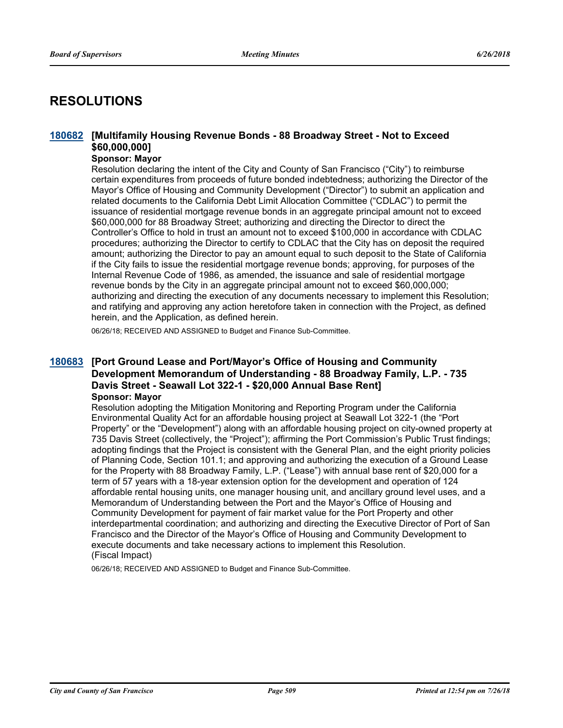# RESOLUTIONS

### 180682 [Multifamily Housing Revenue Bonds - 88 Broadway Street - Not to Exceed $60,000,000]

**Sponsor: Mayor**

Resolution declaring the intent of the City and County of San Francisco ("City") to reimburse certain expenditures from proceeds of future bonded indebtedness; authorizing the Director of the Mayor's Office of Housing and Community Development ("Director") to submit an application and related documents to the California Debt Limit Allocation Committee ("CDLAC") to permit the issuance of residential mortgage revenue bonds in an aggregate principal amount not to exceed $60,000,000 for 88 Broadway Street; authorizing and directing the Director to direct the Controller's Office to hold in trust an amount not to exceed $100,000 in accordance with CDLAC procedures; authorizing the Director to certify to CDLAC that the City has on deposit the required amount; authorizing the Director to pay an amount equal to such deposit to the State of California if the City fails to issue the residential mortgage revenue bonds; approving, for purposes of the Internal Revenue Code of 1986, as amended, the issuance and sale of residential mortgage revenue bonds by the City in an aggregate principal amount not to exceed $60,000,000; authorizing and directing the execution of any documents necessary to implement this Resolution; and ratifying and approving any action heretofore taken in connection with the Project, as defined herein, and the Application, as defined herein.

06/26/18; RECEIVED AND ASSIGNED to Budget and Finance Sub-Committee.

### 180683 [Port Ground Lease and Port/Mayor's Office of Housing and Community Development Memorandum of Understanding - 88 Broadway Family, L.P. - 735 Davis Street - Seawall Lot 322-1 - $20,000 Annual Base Rent]

**Sponsor: Mayor**

Resolution adopting the Mitigation Monitoring and Reporting Program under the California Environmental Quality Act for an affordable housing project at Seawall Lot 322-1 (the "Port Property" or the "Development") along with an affordable housing project on city-owned property at 735 Davis Street (collectively, the "Project"); affirming the Port Commission's Public Trust findings; adopting findings that the Project is consistent with the General Plan, and the eight priority policies of Planning Code, Section 101.1; and approving and authorizing the execution of a Ground Lease for the Property with 88 Broadway Family, L.P. ("Lease") with annual base rent of $20,000 for a term of 57 years with a 18-year extension option for the development and operation of 124 affordable rental housing units, one manager housing unit, and ancillary ground level uses, and a Memorandum of Understanding between the Port and the Mayor's Office of Housing and Community Development for payment of fair market value for the Port Property and other interdepartmental coordination; and authorizing and directing the Executive Director of Port of San Francisco and the Director of the Mayor's Office of Housing and Community Development to execute documents and take necessary actions to implement this Resolution.
(Fiscal Impact)

06/26/18; RECEIVED AND ASSIGNED to Budget and Finance Sub-Committee.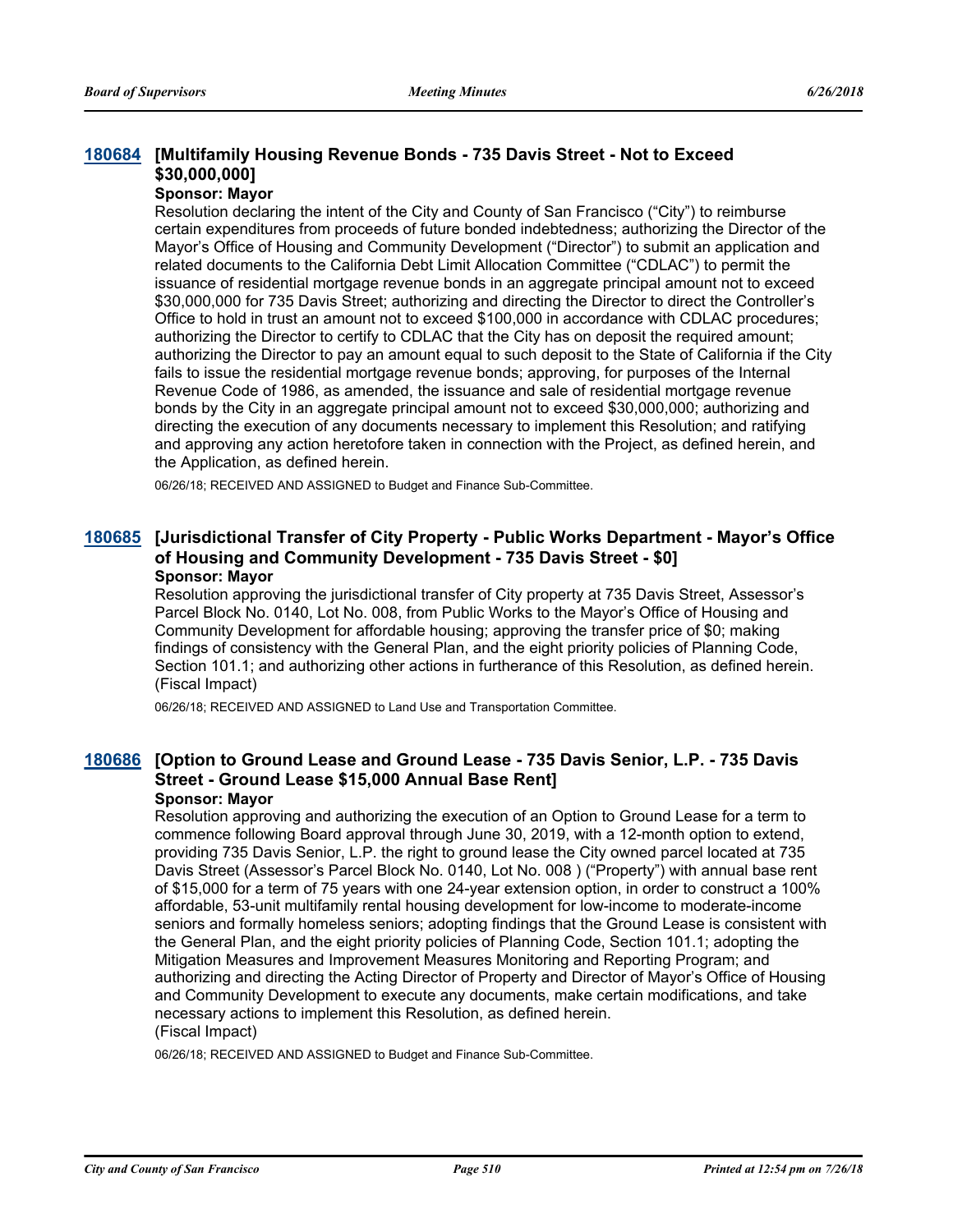### 180684 [Multifamily Housing Revenue Bonds - 735 Davis Street - Not to Exceed $30,000,000]

**Sponsor: Mayor**

Resolution declaring the intent of the City and County of San Francisco ("City") to reimburse certain expenditures from proceeds of future bonded indebtedness; authorizing the Director of the Mayor's Office of Housing and Community Development ("Director") to submit an application and related documents to the California Debt Limit Allocation Committee ("CDLAC") to permit the issuance of residential mortgage revenue bonds in an aggregate principal amount not to exceed $30,000,000 for 735 Davis Street; authorizing and directing the Director to direct the Controller's Office to hold in trust an amount not to exceed $100,000 in accordance with CDLAC procedures; authorizing the Director to certify to CDLAC that the City has on deposit the required amount; authorizing the Director to pay an amount equal to such deposit to the State of California if the City fails to issue the residential mortgage revenue bonds; approving, for purposes of the Internal Revenue Code of 1986, as amended, the issuance and sale of residential mortgage revenue bonds by the City in an aggregate principal amount not to exceed $30,000,000; authorizing and directing the execution of any documents necessary to implement this Resolution; and ratifying and approving any action heretofore taken in connection with the Project, as defined herein, and the Application, as defined herein.

06/26/18; RECEIVED AND ASSIGNED to Budget and Finance Sub-Committee.

### 180685 [Jurisdictional Transfer of City Property - Public Works Department - Mayor's Office of Housing and Community Development - 735 Davis Street - $0]

**Sponsor: Mayor**

Resolution approving the jurisdictional transfer of City property at 735 Davis Street, Assessor's Parcel Block No. 0140, Lot No. 008, from Public Works to the Mayor's Office of Housing and Community Development for affordable housing; approving the transfer price of $0; making findings of consistency with the General Plan, and the eight priority policies of Planning Code, Section 101.1; and authorizing other actions in furtherance of this Resolution, as defined herein. (Fiscal Impact)

06/26/18; RECEIVED AND ASSIGNED to Land Use and Transportation Committee.

### 180686 [Option to Ground Lease and Ground Lease - 735 Davis Senior, L.P. - 735 Davis Street - Ground Lease $15,000 Annual Base Rent]

**Sponsor: Mayor**

Resolution approving and authorizing the execution of an Option to Ground Lease for a term to commence following Board approval through June 30, 2019, with a 12-month option to extend, providing 735 Davis Senior, L.P. the right to ground lease the City owned parcel located at 735 Davis Street (Assessor's Parcel Block No. 0140, Lot No. 008 ) ("Property") with annual base rent of $15,000 for a term of 75 years with one 24-year extension option, in order to construct a 100% affordable, 53-unit multifamily rental housing development for low-income to moderate-income seniors and formally homeless seniors; adopting findings that the Ground Lease is consistent with the General Plan, and the eight priority policies of Planning Code, Section 101.1; adopting the Mitigation Measures and Improvement Measures Monitoring and Reporting Program; and authorizing and directing the Acting Director of Property and Director of Mayor's Office of Housing and Community Development to execute any documents, make certain modifications, and take necessary actions to implement this Resolution, as defined herein.
(Fiscal Impact)

06/26/18; RECEIVED AND ASSIGNED to Budget and Finance Sub-Committee.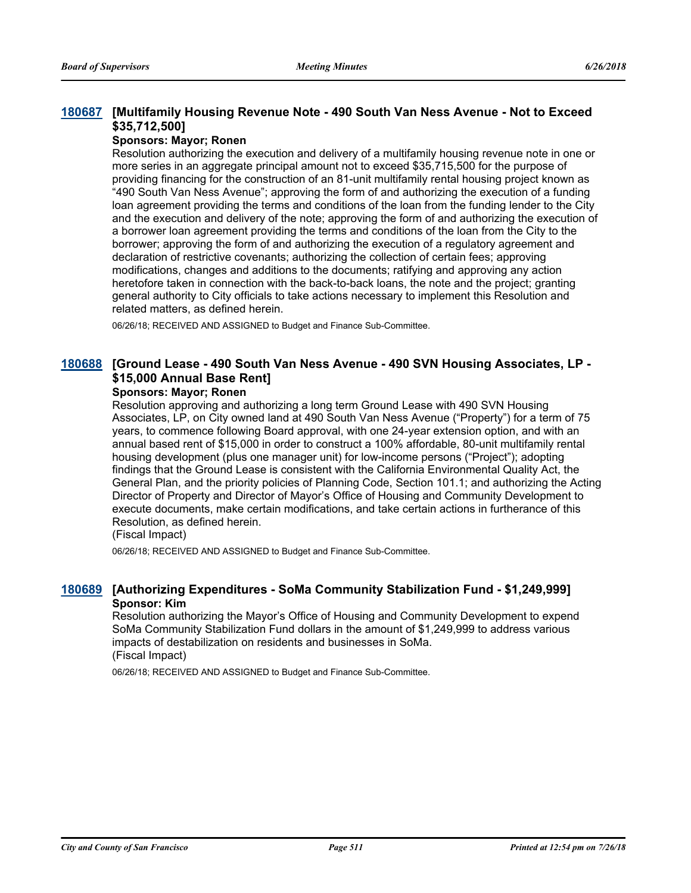### 180687 [Multifamily Housing Revenue Note - 490 South Van Ness Avenue - Not to Exceed $35,712,500]

**Sponsors: Mayor; Ronen**

Resolution authorizing the execution and delivery of a multifamily housing revenue note in one or more series in an aggregate principal amount not to exceed $35,715,500 for the purpose of providing financing for the construction of an 81-unit multifamily rental housing project known as "490 South Van Ness Avenue"; approving the form of and authorizing the execution of a funding loan agreement providing the terms and conditions of the loan from the funding lender to the City and the execution and delivery of the note; approving the form of and authorizing the execution of a borrower loan agreement providing the terms and conditions of the loan from the City to the borrower; approving the form of and authorizing the execution of a regulatory agreement and declaration of restrictive covenants; authorizing the collection of certain fees; approving modifications, changes and additions to the documents; ratifying and approving any action heretofore taken in connection with the back-to-back loans, the note and the project; granting general authority to City officials to take actions necessary to implement this Resolution and related matters, as defined herein.

06/26/18; RECEIVED AND ASSIGNED to Budget and Finance Sub-Committee.

### 180688 [Ground Lease - 490 South Van Ness Avenue - 490 SVN Housing Associates, LP - $15,000 Annual Base Rent]

**Sponsors: Mayor; Ronen**

Resolution approving and authorizing a long term Ground Lease with 490 SVN Housing Associates, LP, on City owned land at 490 South Van Ness Avenue ("Property") for a term of 75 years, to commence following Board approval, with one 24-year extension option, and with an annual based rent of $15,000 in order to construct a 100% affordable, 80-unit multifamily rental housing development (plus one manager unit) for low-income persons ("Project"); adopting findings that the Ground Lease is consistent with the California Environmental Quality Act, the General Plan, and the priority policies of Planning Code, Section 101.1; and authorizing the Acting Director of Property and Director of Mayor's Office of Housing and Community Development to execute documents, make certain modifications, and take certain actions in furtherance of this Resolution, as defined herein.

(Fiscal Impact)

06/26/18; RECEIVED AND ASSIGNED to Budget and Finance Sub-Committee.

### 180689 [Authorizing Expenditures - SoMa Community Stabilization Fund - $1,249,999]

**Sponsor: Kim**

Resolution authorizing the Mayor's Office of Housing and Community Development to expend SoMa Community Stabilization Fund dollars in the amount of $1,249,999 to address various impacts of destabilization on residents and businesses in SoMa.

(Fiscal Impact)

06/26/18; RECEIVED AND ASSIGNED to Budget and Finance Sub-Committee.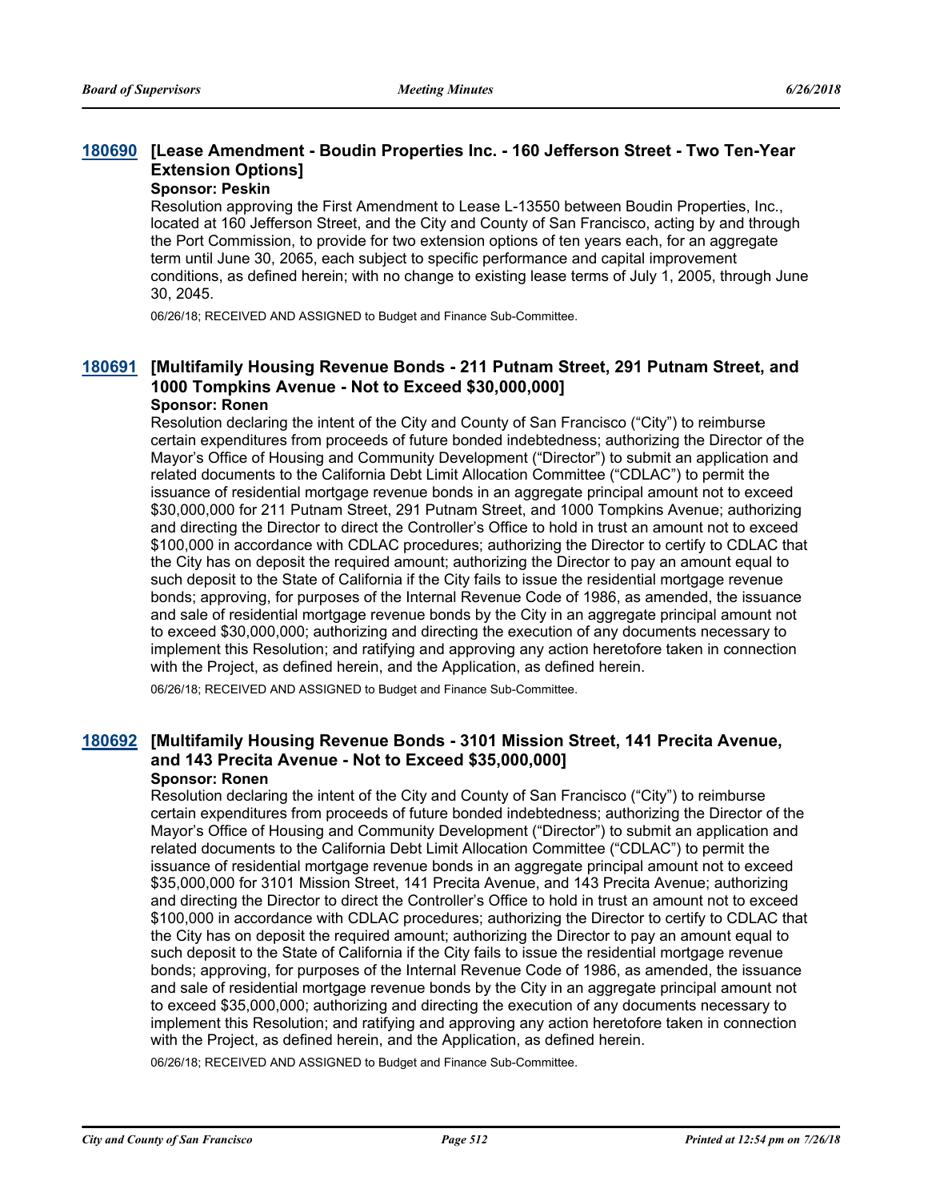### 180690 [Lease Amendment - Boudin Properties Inc. - 160 Jefferson Street - Two Ten-Year Extension Options]

**Sponsor: Peskin**

Resolution approving the First Amendment to Lease L-13550 between Boudin Properties, Inc., located at 160 Jefferson Street, and the City and County of San Francisco, acting by and through the Port Commission, to provide for two extension options of ten years each, for an aggregate term until June 30, 2065, each subject to specific performance and capital improvement conditions, as defined herein; with no change to existing lease terms of July 1, 2005, through June 30, 2045.

06/26/18; RECEIVED AND ASSIGNED to Budget and Finance Sub-Committee.

### 180691 [Multifamily Housing Revenue Bonds - 211 Putnam Street, 291 Putnam Street, and 1000 Tompkins Avenue - Not to Exceed $30,000,000]

**Sponsor: Ronen**

Resolution declaring the intent of the City and County of San Francisco ("City") to reimburse certain expenditures from proceeds of future bonded indebtedness; authorizing the Director of the Mayor's Office of Housing and Community Development ("Director") to submit an application and related documents to the California Debt Limit Allocation Committee ("CDLAC") to permit the issuance of residential mortgage revenue bonds in an aggregate principal amount not to exceed $30,000,000 for 211 Putnam Street, 291 Putnam Street, and 1000 Tompkins Avenue; authorizing and directing the Director to direct the Controller's Office to hold in trust an amount not to exceed $100,000 in accordance with CDLAC procedures; authorizing the Director to certify to CDLAC that the City has on deposit the required amount; authorizing the Director to pay an amount equal to such deposit to the State of California if the City fails to issue the residential mortgage revenue bonds; approving, for purposes of the Internal Revenue Code of 1986, as amended, the issuance and sale of residential mortgage revenue bonds by the City in an aggregate principal amount not to exceed $30,000,000; authorizing and directing the execution of any documents necessary to implement this Resolution; and ratifying and approving any action heretofore taken in connection with the Project, as defined herein, and the Application, as defined herein.

06/26/18; RECEIVED AND ASSIGNED to Budget and Finance Sub-Committee.

### 180692 [Multifamily Housing Revenue Bonds - 3101 Mission Street, 141 Precita Avenue, and 143 Precita Avenue - Not to Exceed $35,000,000]

**Sponsor: Ronen**

Resolution declaring the intent of the City and County of San Francisco ("City") to reimburse certain expenditures from proceeds of future bonded indebtedness; authorizing the Director of the Mayor's Office of Housing and Community Development ("Director") to submit an application and related documents to the California Debt Limit Allocation Committee ("CDLAC") to permit the issuance of residential mortgage revenue bonds in an aggregate principal amount not to exceed $35,000,000 for 3101 Mission Street, 141 Precita Avenue, and 143 Precita Avenue; authorizing and directing the Director to direct the Controller's Office to hold in trust an amount not to exceed $100,000 in accordance with CDLAC procedures; authorizing the Director to certify to CDLAC that the City has on deposit the required amount; authorizing the Director to pay an amount equal to such deposit to the State of California if the City fails to issue the residential mortgage revenue bonds; approving, for purposes of the Internal Revenue Code of 1986, as amended, the issuance and sale of residential mortgage revenue bonds by the City in an aggregate principal amount not to exceed $35,000,000; authorizing and directing the execution of any documents necessary to implement this Resolution; and ratifying and approving any action heretofore taken in connection with the Project, as defined herein, and the Application, as defined herein.

06/26/18; RECEIVED AND ASSIGNED to Budget and Finance Sub-Committee.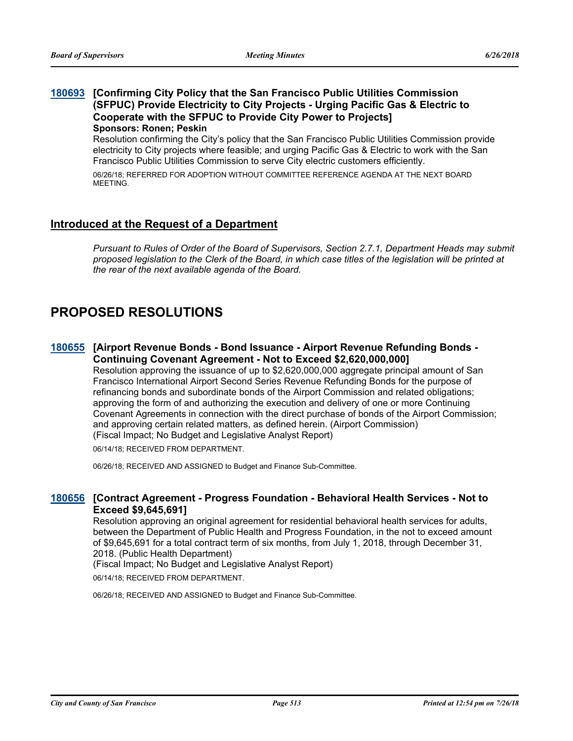**180693 [Confirming City Policy that the San Francisco Public Utilities Commission (SFPUC) Provide Electricity to City Projects - Urging Pacific Gas & Electric to Cooperate with the SFPUC to Provide City Power to Projects]**

**Sponsors: Ronen; Peskin**

Resolution confirming the City's policy that the San Francisco Public Utilities Commission provide electricity to City projects where feasible; and urging Pacific Gas & Electric to work with the San Francisco Public Utilities Commission to serve City electric customers efficiently.

06/26/18; REFERRED FOR ADOPTION WITHOUT COMMITTEE REFERENCE AGENDA AT THE NEXT BOARD MEETING.

## Introduced at the Request of a Department

*Pursuant to Rules of Order of the Board of Supervisors, Section 2.7.1, Department Heads may submit proposed legislation to the Clerk of the Board, in which case titles of the legislation will be printed at the rear of the next available agenda of the Board.*

# PROPOSED RESOLUTIONS

**180655 [Airport Revenue Bonds - Bond Issuance - Airport Revenue Refunding Bonds - Continuing Covenant Agreement - Not to Exceed $2,620,000,000]**

Resolution approving the issuance of up to $2,620,000,000 aggregate principal amount of San Francisco International Airport Second Series Revenue Refunding Bonds for the purpose of refinancing bonds and subordinate bonds of the Airport Commission and related obligations; approving the form of and authorizing the execution and delivery of one or more Continuing Covenant Agreements in connection with the direct purchase of bonds of the Airport Commission; and approving certain related matters, as defined herein. (Airport Commission)
(Fiscal Impact; No Budget and Legislative Analyst Report)

06/14/18; RECEIVED FROM DEPARTMENT.

06/26/18; RECEIVED AND ASSIGNED to Budget and Finance Sub-Committee.

**180656 [Contract Agreement - Progress Foundation - Behavioral Health Services - Not to Exceed $9,645,691]**

Resolution approving an original agreement for residential behavioral health services for adults, between the Department of Public Health and Progress Foundation, in the not to exceed amount of $9,645,691 for a total contract term of six months, from July 1, 2018, through December 31, 2018. (Public Health Department)
(Fiscal Impact; No Budget and Legislative Analyst Report)

06/14/18; RECEIVED FROM DEPARTMENT.

06/26/18; RECEIVED AND ASSIGNED to Budget and Finance Sub-Committee.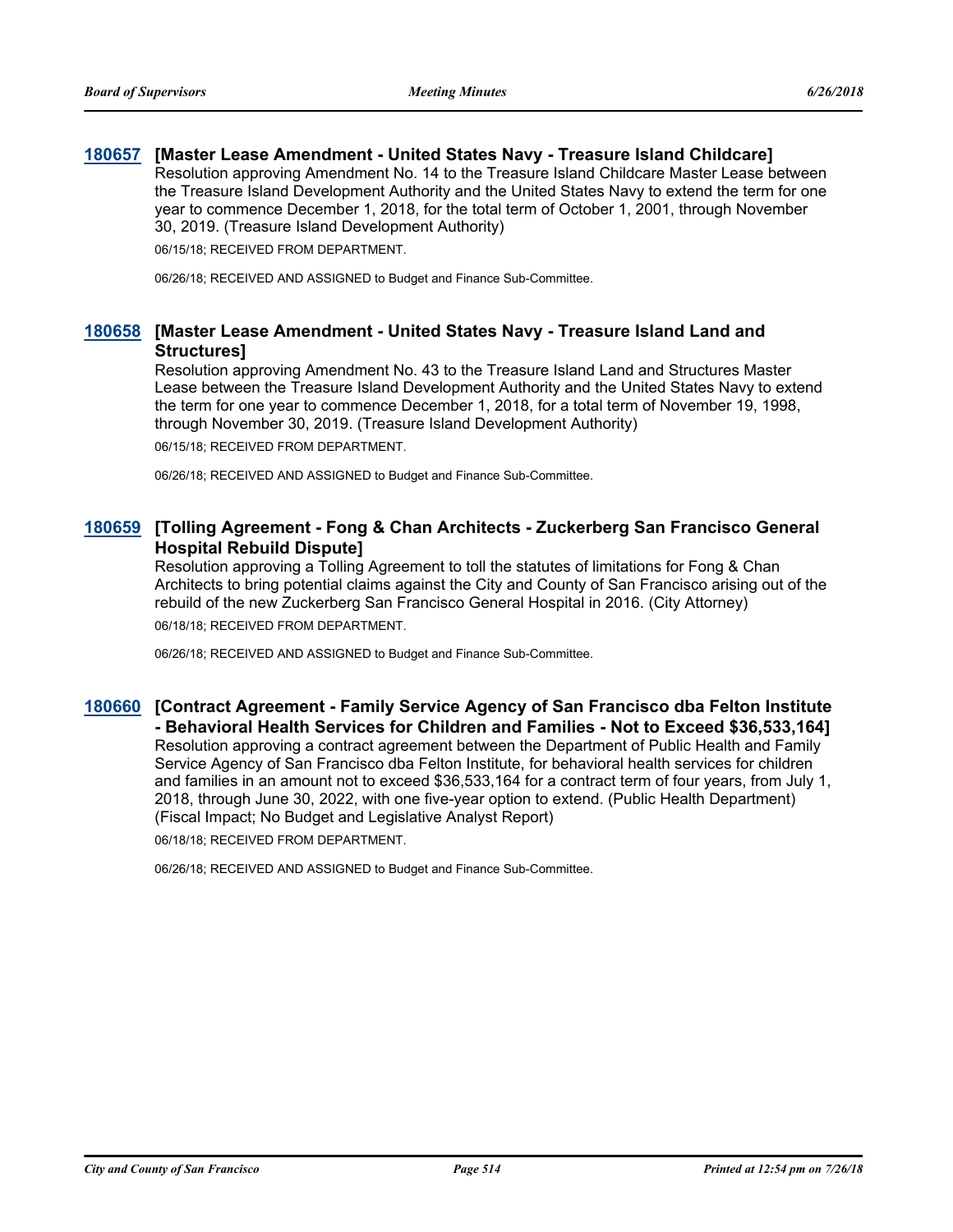**180657 [Master Lease Amendment - United States Navy - Treasure Island Childcare]**

Resolution approving Amendment No. 14 to the Treasure Island Childcare Master Lease between the Treasure Island Development Authority and the United States Navy to extend the term for one year to commence December 1, 2018, for the total term of October 1, 2001, through November 30, 2019. (Treasure Island Development Authority)

06/15/18; RECEIVED FROM DEPARTMENT.

06/26/18; RECEIVED AND ASSIGNED to Budget and Finance Sub-Committee.

**180658 [Master Lease Amendment - United States Navy - Treasure Island Land and Structures]**

Resolution approving Amendment No. 43 to the Treasure Island Land and Structures Master Lease between the Treasure Island Development Authority and the United States Navy to extend the term for one year to commence December 1, 2018, for a total term of November 19, 1998, through November 30, 2019. (Treasure Island Development Authority)

06/15/18; RECEIVED FROM DEPARTMENT.

06/26/18; RECEIVED AND ASSIGNED to Budget and Finance Sub-Committee.

**180659 [Tolling Agreement - Fong & Chan Architects - Zuckerberg San Francisco General Hospital Rebuild Dispute]**

Resolution approving a Tolling Agreement to toll the statutes of limitations for Fong & Chan Architects to bring potential claims against the City and County of San Francisco arising out of the rebuild of the new Zuckerberg San Francisco General Hospital in 2016. (City Attorney)

06/18/18; RECEIVED FROM DEPARTMENT.

06/26/18; RECEIVED AND ASSIGNED to Budget and Finance Sub-Committee.

**180660 [Contract Agreement - Family Service Agency of San Francisco dba Felton Institute - Behavioral Health Services for Children and Families - Not to Exceed $36,533,164]**

Resolution approving a contract agreement between the Department of Public Health and Family Service Agency of San Francisco dba Felton Institute, for behavioral health services for children and families in an amount not to exceed $36,533,164 for a contract term of four years, from July 1, 2018, through June 30, 2022, with one five-year option to extend. (Public Health Department) (Fiscal Impact; No Budget and Legislative Analyst Report)

06/18/18; RECEIVED FROM DEPARTMENT.

06/26/18; RECEIVED AND ASSIGNED to Budget and Finance Sub-Committee.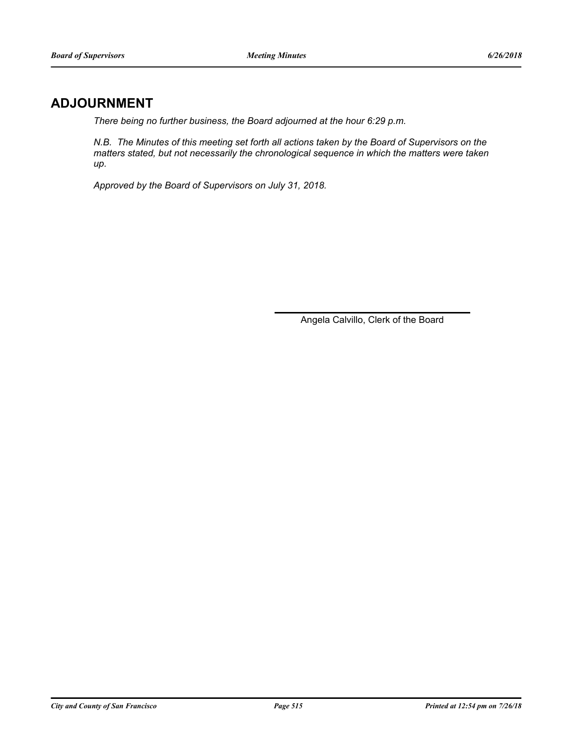## ADJOURNMENT

*There being no further business, the Board adjourned at the hour 6:29 p.m.*

*N.B. The Minutes of this meeting set forth all actions taken by the Board of Supervisors on the matters stated, but not necessarily the chronological sequence in which the matters were taken up.*

*Approved by the Board of Supervisors on July 31, 2018.*

Angela Calvillo, Clerk of the Board